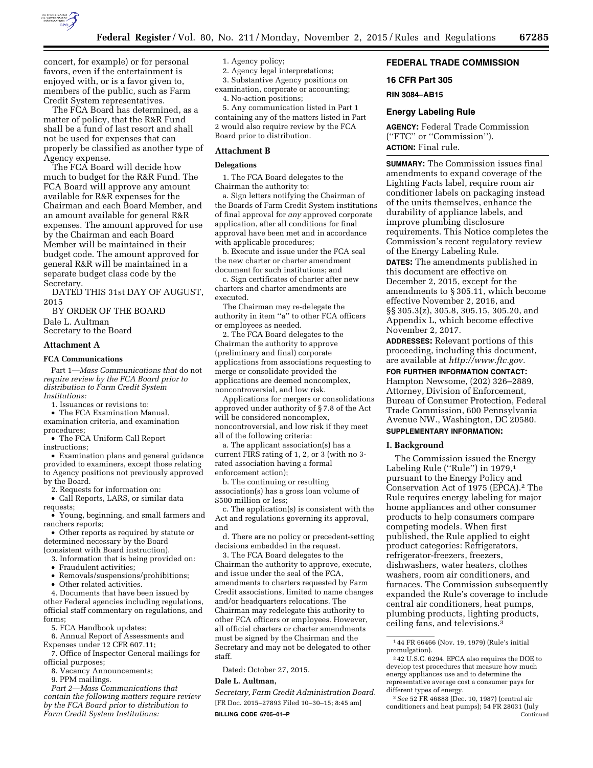concert, for example) or for personal favors, even if the entertainment is enjoyed with, or is a favor given to, members of the public, such as Farm Credit System representatives.

The FCA Board has determined, as a matter of policy, that the R&R Fund shall be a fund of last resort and shall not be used for expenses that can properly be classified as another type of Agency expense.

The FCA Board will decide how much to budget for the R&R Fund. The FCA Board will approve any amount available for R&R expenses for the Chairman and each Board Member, and an amount available for general R&R expenses. The amount approved for use by the Chairman and each Board Member will be maintained in their budget code. The amount approved for general R&R will be maintained in a separate budget class code by the Secretary.

DATED THIS 31st DAY OF AUGUST, 2015

BY ORDER OF THE BOARD

Dale L. Aultman
Secretary to the Board

### Attachment A

#### FCA Communications

Part 1—*Mass Communications that* do not *require review by the FCA Board prior to distribution to Farm Credit System Institutions:*

1. Issuances or revisions to:
   - The FCA Examination Manual, examination criteria, and examination procedures;
   - The FCA Uniform Call Report instructions;
   - Examination plans and general guidance provided to examiners, except those relating to Agency positions not previously approved by the Board.
2. Requests for information on:
   - Call Reports, LARS, or similar data requests;
   - Young, beginning, and small farmers and ranchers reports;
   - Other reports as required by statute or determined necessary by the Board (consistent with Board instruction).
3. Information that is being provided on:
   - Fraudulent activities;
   - Removals/suspensions/prohibitions;
   - Other related activities.
4. Documents that have been issued by other Federal agencies including regulations, official staff commentary on regulations, and forms;
5. FCA Handbook updates;
6. Annual Report of Assessments and Expenses under 12 CFR 607.11;
7. Office of Inspector General mailings for official purposes;
8. Vacancy Announcements;
9. PPM mailings.

*Part 2—Mass Communications that contain the following matters require review by the FCA Board prior to distribution to Farm Credit System Institutions:*

1. Agency policy;
2. Agency legal interpretations;
3. Substantive Agency positions on examination, corporate or accounting;
4. No-action positions;
5. Any communication listed in Part 1 containing any of the matters listed in Part 2 would also require review by the FCA Board prior to distribution.

### Attachment B

#### Delegations

1. The FCA Board delegates to the Chairman the authority to:

a. Sign letters notifying the Chairman of the Boards of Farm Credit System institutions of final approval for *any* approved corporate application, after all conditions for final approval have been met and in accordance with applicable procedures;

b. Execute and issue under the FCA seal the new charter or charter amendment document for such institutions; and

c. Sign certificates of charter after new charters and charter amendments are executed.

The Chairman may re-delegate the authority in item "a" to other FCA officers or employees as needed.

2. The FCA Board delegates to the Chairman the authority to approve (preliminary and final) corporate applications from associations requesting to merge or consolidate provided the applications are deemed noncomplex, noncontroversial, and low risk.

Applications for mergers or consolidations approved under authority of § 7.8 of the Act will be considered noncomplex, noncontroversial, and low risk if they meet all of the following criteria:

a. The applicant association(s) has a current FIRS rating of 1, 2, or 3 (with no 3-rated association having a formal enforcement action);

b. The continuing or resulting association(s) has a gross loan volume of $500 million or less;

c. The application(s) is consistent with the Act and regulations governing its approval, and

d. There are no policy or precedent-setting decisions embedded in the request.

3. The FCA Board delegates to the Chairman the authority to approve, execute, and issue under the seal of the FCA, amendments to charters requested by Farm Credit associations, limited to name changes and/or headquarters relocations. The Chairman may redelegate this authority to other FCA officers or employees. However, all official charters or charter amendments must be signed by the Chairman and the Secretary and may not be delegated to other staff.

Dated: October 27, 2015.

**Dale L. Aultman,**

*Secretary, Farm Credit Administration Board.*

[FR Doc. 2015–27893 Filed 10–30–15; 8:45 am]

**BILLING CODE 6705–01–P**

## FEDERAL TRADE COMMISSION

## 16 CFR Part 305

## RIN 3084–AB15

## Energy Labeling Rule

**AGENCY:** Federal Trade Commission ("FTC" or "Commission").

**ACTION:** Final rule.

**SUMMARY:** The Commission issues final amendments to expand coverage of the Lighting Facts label, require room air conditioner labels on packaging instead of the units themselves, enhance the durability of appliance labels, and improve plumbing disclosure requirements. This Notice completes the Commission's recent regulatory review of the Energy Labeling Rule.

**DATES:** The amendments published in this document are effective on December 2, 2015, except for the amendments to § 305.11, which become effective November 2, 2016, and §§ 305.3(z), 305.8, 305.15, 305.20, and Appendix L, which become effective November 2, 2017.

**ADDRESSES:** Relevant portions of this proceeding, including this document, are available at *http://www.ftc.gov.*

**FOR FURTHER INFORMATION CONTACT:** Hampton Newsome, (202) 326–2889, Attorney, Division of Enforcement, Bureau of Consumer Protection, Federal Trade Commission, 600 Pennsylvania Avenue NW., Washington, DC 20580.

**SUPPLEMENTARY INFORMATION:**

### I. Background

The Commission issued the Energy Labeling Rule ("Rule") in 1979,[1] pursuant to the Energy Policy and Conservation Act of 1975 (EPCA).[2] The Rule requires energy labeling for major home appliances and other consumer products to help consumers compare competing models. When first published, the Rule applied to eight product categories: Refrigerators, refrigerator-freezers, freezers, dishwashers, water heaters, clothes washers, room air conditioners, and furnaces. The Commission subsequently expanded the Rule's coverage to include central air conditioners, heat pumps, plumbing products, lighting products, ceiling fans, and televisions.[3]

---

[1] 44 FR 66466 (Nov. 19, 1979) (Rule's initial promulgation).

[2] 42 U.S.C. 6294. EPCA also requires the DOE to develop test procedures that measure how much energy appliances use and to determine the representative average cost a consumer pays for different types of energy.

[3] *See* 52 FR 46888 (Dec. 10, 1987) (central air conditioners and heat pumps); 54 FR 28031 (July Continued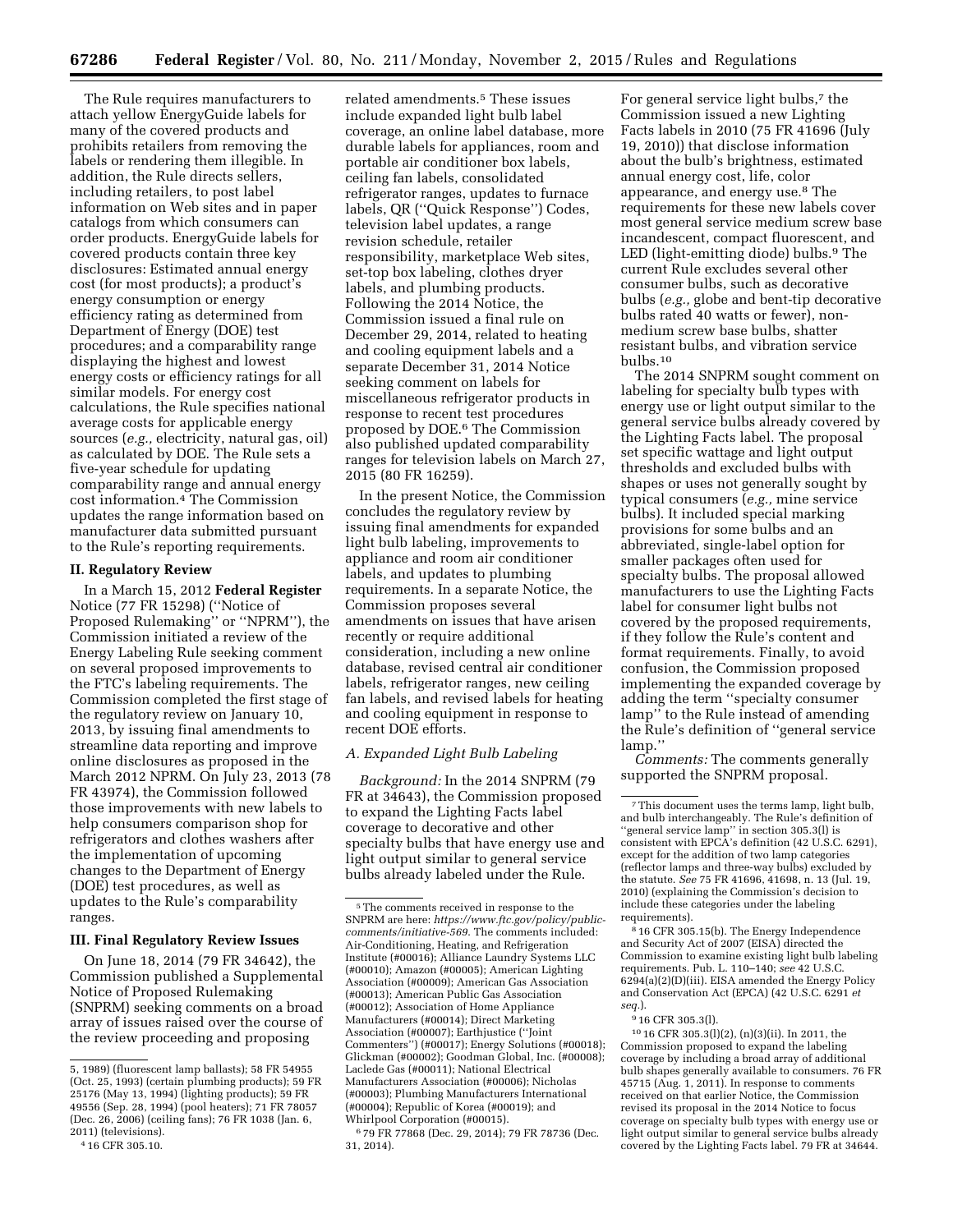The Rule requires manufacturers to attach yellow EnergyGuide labels for many of the covered products and prohibits retailers from removing the labels or rendering them illegible. In addition, the Rule directs sellers, including retailers, to post label information on Web sites and in paper catalogs from which consumers can order products. EnergyGuide labels for covered products contain three key disclosures: Estimated annual energy cost (for most products); a product's energy consumption or energy efficiency rating as determined from Department of Energy (DOE) test procedures; and a comparability range displaying the highest and lowest energy costs or efficiency ratings for all similar models. For energy cost calculations, the Rule specifies national average costs for applicable energy sources (*e.g.,* electricity, natural gas, oil) as calculated by DOE. The Rule sets a five-year schedule for updating comparability range and annual energy cost information.[4] The Commission updates the range information based on manufacturer data submitted pursuant to the Rule's reporting requirements.

## II. Regulatory Review

In a March 15, 2012 **Federal Register** Notice (77 FR 15298) (''Notice of Proposed Rulemaking'' or ''NPRM''), the Commission initiated a review of the Energy Labeling Rule seeking comment on several proposed improvements to the FTC's labeling requirements. The Commission completed the first stage of the regulatory review on January 10, 2013, by issuing final amendments to streamline data reporting and improve online disclosures as proposed in the March 2012 NPRM. On July 23, 2013 (78 FR 43974), the Commission followed those improvements with new labels to help consumers comparison shop for refrigerators and clothes washers after the implementation of upcoming changes to the Department of Energy (DOE) test procedures, as well as updates to the Rule's comparability ranges.

## III. Final Regulatory Review Issues

On June 18, 2014 (79 FR 34642), the Commission published a Supplemental Notice of Proposed Rulemaking (SNPRM) seeking comments on a broad array of issues raised over the course of the review proceeding and proposing related amendments.[5] These issues include expanded light bulb label coverage, an online label database, more durable labels for appliances, room and portable air conditioner box labels, ceiling fan labels, consolidated refrigerator ranges, updates to furnace labels, QR (''Quick Response'') Codes, television label updates, a range revision schedule, retailer responsibility, marketplace Web sites, set-top box labeling, clothes dryer labels, and plumbing products. Following the 2014 Notice, the Commission issued a final rule on December 29, 2014, related to heating and cooling equipment labels and a separate December 31, 2014 Notice seeking comment on labels for miscellaneous refrigerator products in response to recent test procedures proposed by DOE.[6] The Commission also published updated comparability ranges for television labels on March 27, 2015 (80 FR 16259).

In the present Notice, the Commission concludes the regulatory review by issuing final amendments for expanded light bulb labeling, improvements to appliance and room air conditioner labels, and updates to plumbing requirements. In a separate Notice, the Commission proposes several amendments on issues that have arisen recently or require additional consideration, including a new online database, revised central air conditioner labels, refrigerator ranges, new ceiling fan labels, and revised labels for heating and cooling equipment in response to recent DOE efforts.

### *A. Expanded Light Bulb Labeling*

*Background:* In the 2014 SNPRM (79 FR at 34643), the Commission proposed to expand the Lighting Facts label coverage to decorative and other specialty bulbs that have energy use and light output similar to general service bulbs already labeled under the Rule.

For general service light bulbs,[7] the Commission issued a new Lighting Facts labels in 2010 (75 FR 41696 (July 19, 2010)) that disclose information about the bulb's brightness, estimated annual energy cost, life, color appearance, and energy use.[8] The requirements for these new labels cover most general service medium screw base incandescent, compact fluorescent, and LED (light-emitting diode) bulbs.[9] The current Rule excludes several other consumer bulbs, such as decorative bulbs (*e.g.,* globe and bent-tip decorative bulbs rated 40 watts or fewer), non-medium screw base bulbs, shatter resistant bulbs, and vibration service bulbs.[10]

The 2014 SNPRM sought comment on labeling for specialty bulb types with energy use or light output similar to the general service bulbs already covered by the Lighting Facts label. The proposal set specific wattage and light output thresholds and excluded bulbs with shapes or uses not generally sought by typical consumers (*e.g.,* mine service bulbs). It included special marking provisions for some bulbs and an abbreviated, single-label option for smaller packages often used for specialty bulbs. The proposal allowed manufacturers to use the Lighting Facts label for consumer light bulbs not covered by the proposed requirements, if they follow the Rule's content and format requirements. Finally, to avoid confusion, the Commission proposed implementing the expanded coverage by adding the term ''specialty consumer lamp'' to the Rule instead of amending the Rule's definition of ''general service lamp.''

*Comments:* The comments generally supported the SNPRM proposal.

---

5, 1989) (fluorescent lamp ballasts); 58 FR 54955 (Oct. 25, 1993) (certain plumbing products); 59 FR 25176 (May 13, 1994) (lighting products); 59 FR 49556 (Sep. 28, 1994) (pool heaters); 71 FR 78057 (Dec. 26, 2006) (ceiling fans); 76 FR 1038 (Jan. 6, 2011) (televisions).

[4] 16 CFR 305.10.

[5] The comments received in response to the SNPRM are here: *https://www.ftc.gov/policy/public-comments/initiative-569.* The comments included: Air-Conditioning, Heating, and Refrigeration Institute (#00016); Alliance Laundry Systems LLC (#00010); Amazon (#00005); American Lighting Association (#00009); American Gas Association (#00013); American Public Gas Association (#00012); Association of Home Appliance Manufacturers (#00014); Direct Marketing Association (#00007); Earthjustice (''Joint Commenters'') (#00017); Energy Solutions (#00018); Glickman (#00002); Goodman Global, Inc. (#00008); Laclede Gas (#00011); National Electrical Manufacturers Association (#00006); Nicholas (#00003); Plumbing Manufacturers International (#00004); Republic of Korea (#00019); and Whirlpool Corporation (#00015).

[6] 79 FR 77868 (Dec. 29, 2014); 79 FR 78736 (Dec. 31, 2014).

[7] This document uses the terms lamp, light bulb, and bulb interchangeably. The Rule's definition of ''general service lamp'' in section 305.3(l) is consistent with EPCA's definition (42 U.S.C. 6291), except for the addition of two lamp categories (reflector lamps and three-way bulbs) excluded by the statute. *See* 75 FR 41696, 41698, n. 13 (Jul. 19, 2010) (explaining the Commission's decision to include these categories under the labeling requirements).

[8] 16 CFR 305.15(b). The Energy Independence and Security Act of 2007 (EISA) directed the Commission to examine existing light bulb labeling requirements. Pub. L. 110–140; *see* 42 U.S.C. 6294(a)(2)(D)(iii). EISA amended the Energy Policy and Conservation Act (EPCA) (42 U.S.C. 6291 *et seq.*).

[9] 16 CFR 305.3(l).

[10] 16 CFR 305.3(l)(2), (n)(3)(ii). In 2011, the Commission proposed to expand the labeling coverage by including a broad array of additional bulb shapes generally available to consumers. 76 FR 45715 (Aug. 1, 2011). In response to comments received on that earlier Notice, the Commission revised its proposal in the 2014 Notice to focus coverage on specialty bulb types with energy use or light output similar to general service bulbs already covered by the Lighting Facts label. 79 FR at 34644.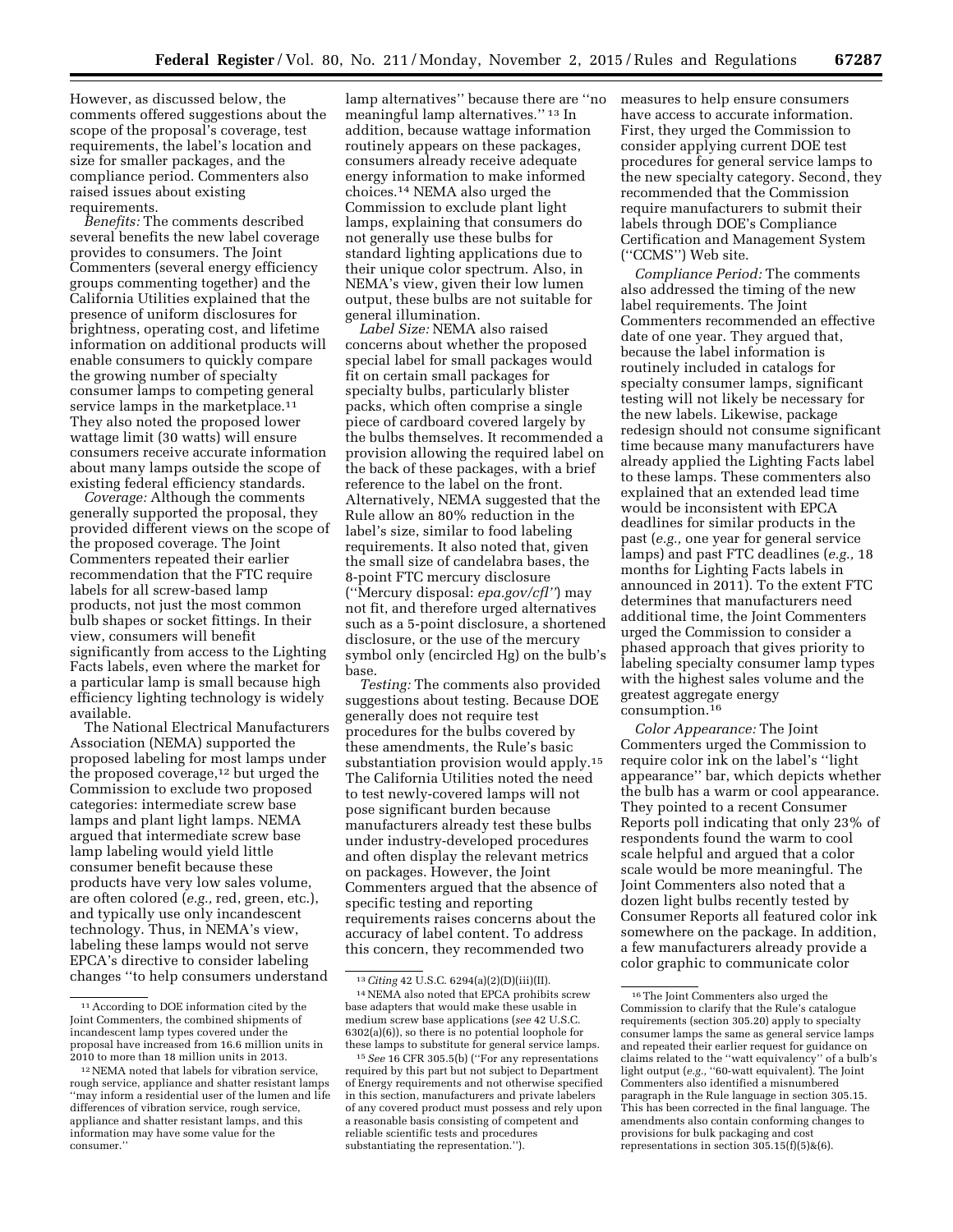However, as discussed below, the comments offered suggestions about the scope of the proposal's coverage, test requirements, the label's location and size for smaller packages, and the compliance period. Commenters also raised issues about existing requirements.

*Benefits:* The comments described several benefits the new label coverage provides to consumers. The Joint Commenters (several energy efficiency groups commenting together) and the California Utilities explained that the presence of uniform disclosures for brightness, operating cost, and lifetime information on additional products will enable consumers to quickly compare the growing number of specialty consumer lamps to competing general service lamps in the marketplace.[11] They also noted the proposed lower wattage limit (30 watts) will ensure consumers receive accurate information about many lamps outside the scope of existing federal efficiency standards.

*Coverage:* Although the comments generally supported the proposal, they provided different views on the scope of the proposed coverage. The Joint Commenters repeated their earlier recommendation that the FTC require labels for all screw-based lamp products, not just the most common bulb shapes or socket fittings. In their view, consumers will benefit significantly from access to the Lighting Facts labels, even where the market for a particular lamp is small because high efficiency lighting technology is widely available.

The National Electrical Manufacturers Association (NEMA) supported the proposed labeling for most lamps under the proposed coverage,[12] but urged the Commission to exclude two proposed categories: intermediate screw base lamps and plant light lamps. NEMA argued that intermediate screw base lamp labeling would yield little consumer benefit because these products have very low sales volume, are often colored (*e.g.,* red, green, etc.), and typically use only incandescent technology. Thus, in NEMA's view, labeling these lamps would not serve EPCA's directive to consider labeling changes ''to help consumers understand lamp alternatives'' because there are ''no meaningful lamp alternatives.'' [13] In addition, because wattage information routinely appears on these packages, consumers already receive adequate energy information to make informed choices.[14] NEMA also urged the Commission to exclude plant light lamps, explaining that consumers do not generally use these bulbs for standard lighting applications due to their unique color spectrum. Also, in NEMA's view, given their low lumen output, these bulbs are not suitable for general illumination.

*Label Size:* NEMA also raised concerns about whether the proposed special label for small packages would fit on certain small packages for specialty bulbs, particularly blister packs, which often comprise a single piece of cardboard covered largely by the bulbs themselves. It recommended a provision allowing the required label on the back of these packages, with a brief reference to the label on the front. Alternatively, NEMA suggested that the Rule allow an 80% reduction in the label's size, similar to food labeling requirements. It also noted that, given the small size of candelabra bases, the 8-point FTC mercury disclosure (''Mercury disposal: *epa.gov/cfl''*) may not fit, and therefore urged alternatives such as a 5-point disclosure, a shortened disclosure, or the use of the mercury symbol only (encircled Hg) on the bulb's base.

*Testing:* The comments also provided suggestions about testing. Because DOE generally does not require test procedures for the bulbs covered by these amendments, the Rule's basic substantiation provision would apply.[15] The California Utilities noted the need to test newly-covered lamps will not pose significant burden because manufacturers already test these bulbs under industry-developed procedures and often display the relevant metrics on packages. However, the Joint Commenters argued that the absence of specific testing and reporting requirements raises concerns about the accuracy of label content. To address this concern, they recommended two measures to help ensure consumers have access to accurate information. First, they urged the Commission to consider applying current DOE test procedures for general service lamps to the new specialty category. Second, they recommended that the Commission require manufacturers to submit their labels through DOE's Compliance Certification and Management System (''CCMS'') Web site.

*Compliance Period:* The comments also addressed the timing of the new label requirements. The Joint Commenters recommended an effective date of one year. They argued that, because the label information is routinely included in catalogs for specialty consumer lamps, significant testing will not likely be necessary for the new labels. Likewise, package redesign should not consume significant time because many manufacturers have already applied the Lighting Facts label to these lamps. These commenters also explained that an extended lead time would be inconsistent with EPCA deadlines for similar products in the past (*e.g.,* one year for general service lamps) and past FTC deadlines (*e.g.,* 18 months for Lighting Facts labels in announced in 2011). To the extent FTC determines that manufacturers need additional time, the Joint Commenters urged the Commission to consider a phased approach that gives priority to labeling specialty consumer lamp types with the highest sales volume and the greatest aggregate energy consumption.[16]

*Color Appearance:* The Joint Commenters urged the Commission to require color ink on the label's ''light appearance'' bar, which depicts whether the bulb has a warm or cool appearance. They pointed to a recent Consumer Reports poll indicating that only 23% of respondents found the warm to cool scale helpful and argued that a color scale would be more meaningful. The Joint Commenters also noted that a dozen light bulbs recently tested by Consumer Reports all featured color ink somewhere on the package. In addition, a few manufacturers already provide a color graphic to communicate color

---

[11] According to DOE information cited by the Joint Commenters, the combined shipments of incandescent lamp types covered under the proposal have increased from 16.6 million units in 2010 to more than 18 million units in 2013.

[12] NEMA noted that labels for vibration service, rough service, appliance and shatter resistant lamps ''may inform a residential user of the lumen and life differences of vibration service, rough service, appliance and shatter resistant lamps, and this information may have some value for the consumer.''

[13] *Citing* 42 U.S.C. 6294(a)(2)(D)(iii)(II).

[14] NEMA also noted that EPCA prohibits screw base adapters that would make these usable in medium screw base applications (*see* 42 U.S.C. 6302(a)(6)), so there is no potential loophole for these lamps to substitute for general service lamps.

[15] *See* 16 CFR 305.5(b) (''For any representations required by this part but not subject to Department of Energy requirements and not otherwise specified in this section, manufacturers and private labelers of any covered product must possess and rely upon a reasonable basis consisting of competent and reliable scientific tests and procedures substantiating the representation.'').

[16] The Joint Commenters also urged the Commission to clarify that the Rule's catalogue requirements (section 305.20) apply to specialty consumer lamps the same as general service lamps and repeated their earlier request for guidance on claims related to the ''watt equivalency'' of a bulb's light output (*e.g.,* ''60-watt equivalent). The Joint Commenters also identified a misnumbered paragraph in the Rule language in section 305.15. This has been corrected in the final language. The amendments also contain conforming changes to provisions for bulk packaging and cost representations in section 305.15(f)(5)&(6).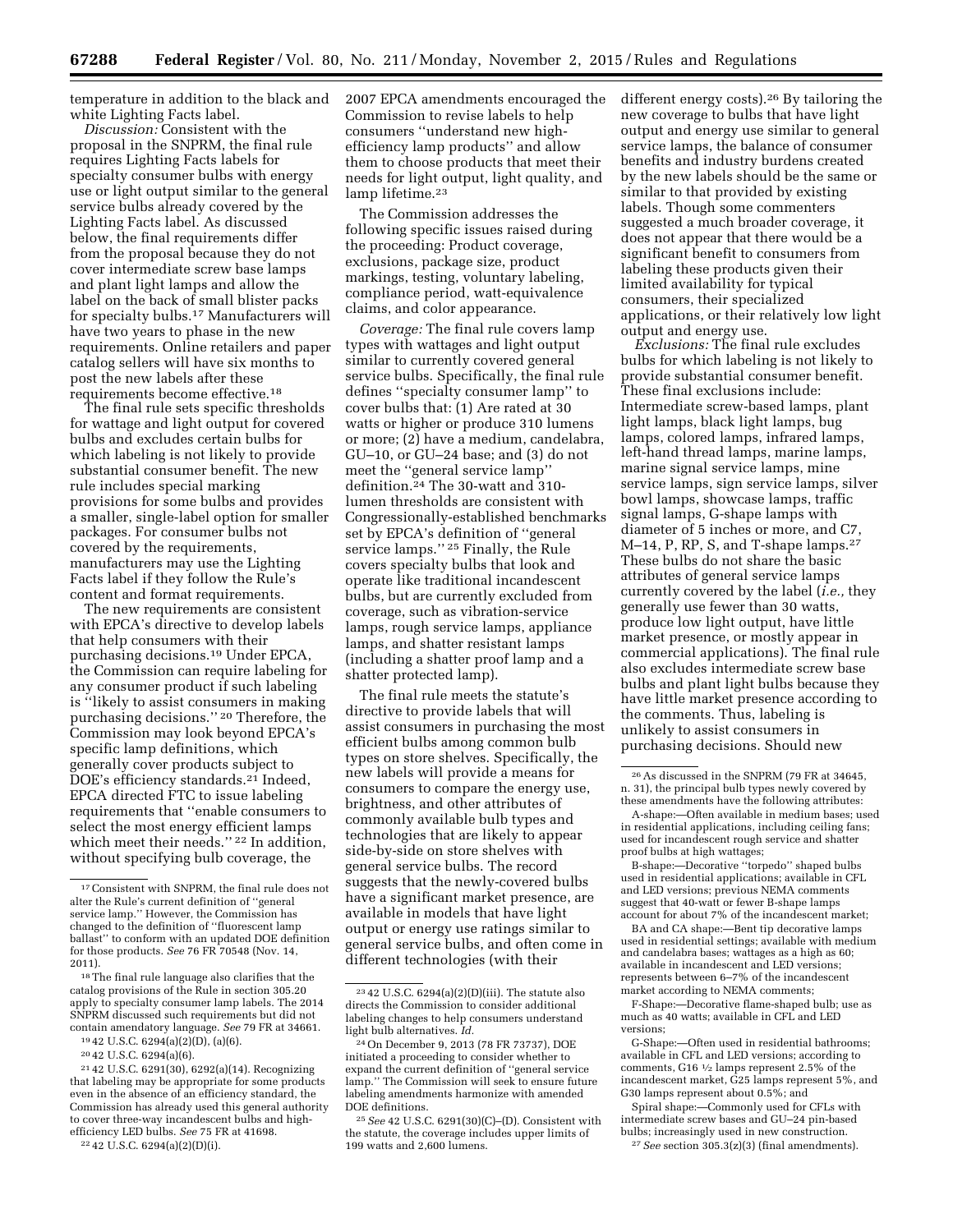temperature in addition to the black and white Lighting Facts label.

*Discussion:* Consistent with the proposal in the SNPRM, the final rule requires Lighting Facts labels for specialty consumer bulbs with energy use or light output similar to the general service bulbs already covered by the Lighting Facts label. As discussed below, the final requirements differ from the proposal because they do not cover intermediate screw base lamps and plant light lamps and allow the label on the back of small blister packs for specialty bulbs.[17] Manufacturers will have two years to phase in the new requirements. Online retailers and paper catalog sellers will have six months to post the new labels after these requirements become effective.[18]

The final rule sets specific thresholds for wattage and light output for covered bulbs and excludes certain bulbs for which labeling is not likely to provide substantial consumer benefit. The new rule includes special marking provisions for some bulbs and provides a smaller, single-label option for smaller packages. For consumer bulbs not covered by the requirements, manufacturers may use the Lighting Facts label if they follow the Rule's content and format requirements.

The new requirements are consistent with EPCA's directive to develop labels that help consumers with their purchasing decisions.[19] Under EPCA, the Commission can require labeling for any consumer product if such labeling is ''likely to assist consumers in making purchasing decisions.'' [20] Therefore, the Commission may look beyond EPCA's specific lamp definitions, which generally cover products subject to DOE's efficiency standards.[21] Indeed, EPCA directed FTC to issue labeling requirements that ''enable consumers to select the most energy efficient lamps which meet their needs.'' [22] In addition, without specifying bulb coverage, the 2007 EPCA amendments encouraged the Commission to revise labels to help consumers ''understand new high-efficiency lamp products'' and allow them to choose products that meet their needs for light output, light quality, and lamp lifetime.[23]

The Commission addresses the following specific issues raised during the proceeding: Product coverage, exclusions, package size, product markings, testing, voluntary labeling, compliance period, watt-equivalence claims, and color appearance.

*Coverage:* The final rule covers lamp types with wattages and light output similar to currently covered general service bulbs. Specifically, the final rule defines ''specialty consumer lamp'' to cover bulbs that: (1) Are rated at 30 watts or higher or produce 310 lumens or more; (2) have a medium, candelabra, GU–10, or GU–24 base; and (3) do not meet the ''general service lamp'' definition.[24] The 30-watt and 310-lumen thresholds are consistent with Congressionally-established benchmarks set by EPCA's definition of ''general service lamps.'' [25] Finally, the Rule covers specialty bulbs that look and operate like traditional incandescent bulbs, but are currently excluded from coverage, such as vibration-service lamps, rough service lamps, appliance lamps, and shatter resistant lamps (including a shatter proof lamp and a shatter protected lamp).

The final rule meets the statute's directive to provide labels that will assist consumers in purchasing the most efficient bulbs among common bulb types on store shelves. Specifically, the new labels will provide a means for consumers to compare the energy use, brightness, and other attributes of commonly available bulb types and technologies that are likely to appear side-by-side on store shelves with general service bulbs. The record suggests that the newly-covered bulbs have a significant market presence, are available in models that have light output or energy use ratings similar to general service bulbs, and often come in different technologies (with their different energy costs).[26] By tailoring the new coverage to bulbs that have light output and energy use similar to general service lamps, the balance of consumer benefits and industry burdens created by the new labels should be the same or similar to that provided by existing labels. Though some commenters suggested a much broader coverage, it does not appear that there would be a significant benefit to consumers from labeling these products given their limited availability for typical consumers, their specialized applications, or their relatively low light output and energy use.

*Exclusions:* The final rule excludes bulbs for which labeling is not likely to provide substantial consumer benefit. These final exclusions include: Intermediate screw-based lamps, plant light lamps, black light lamps, bug lamps, colored lamps, infrared lamps, left-hand thread lamps, marine lamps, marine signal service lamps, mine service lamps, sign service lamps, silver bowl lamps, showcase lamps, traffic signal lamps, G-shape lamps with diameter of 5 inches or more, and C7, M–14, P, RP, S, and T-shape lamps.[27] These bulbs do not share the basic attributes of general service lamps currently covered by the label (*i.e.,* they generally use fewer than 30 watts, produce low light output, have little market presence, or mostly appear in commercial applications). The final rule also excludes intermediate screw base bulbs and plant light bulbs because they have little market presence according to the comments. Thus, labeling is unlikely to assist consumers in purchasing decisions. Should new

---

[17] Consistent with SNPRM, the final rule does not alter the Rule's current definition of ''general service lamp.'' However, the Commission has changed to the definition of ''fluorescent lamp ballast'' to conform with an updated DOE definition for those products. *See* 76 FR 70548 (Nov. 14, 2011).

[18] The final rule language also clarifies that the catalog provisions of the Rule in section 305.20 apply to specialty consumer lamp labels. The 2014 SNPRM discussed such requirements but did not contain amendatory language. *See* 79 FR at 34661.

[19] 42 U.S.C. 6294(a)(2)(D), (a)(6).

[20] 42 U.S.C. 6294(a)(6).

[21] 42 U.S.C. 6291(30), 6292(a)(14). Recognizing that labeling may be appropriate for some products even in the absence of an efficiency standard, the Commission has already used this general authority to cover three-way incandescent bulbs and high-efficiency LED bulbs. *See* 75 FR at 41698.

[22] 42 U.S.C. 6294(a)(2)(D)(i).

[23] 42 U.S.C. 6294(a)(2)(D)(iii). The statute also directs the Commission to consider additional labeling changes to help consumers understand light bulb alternatives. *Id.*

[24] On December 9, 2013 (78 FR 73737), DOE initiated a proceeding to consider whether to expand the current definition of ''general service lamp.'' The Commission will seek to ensure future labeling amendments harmonize with amended DOE definitions.

[25] *See* 42 U.S.C. 6291(30)(C)–(D). Consistent with the statute, the coverage includes upper limits of 199 watts and 2,600 lumens.

[26] As discussed in the SNPRM (79 FR at 34645, n. 31), the principal bulb types newly covered by these amendments have the following attributes:

A-shape:—Often available in medium bases; used in residential applications, including ceiling fans; used for incandescent rough service and shatter proof bulbs at high wattages;

B-shape:—Decorative ''torpedo'' shaped bulbs used in residential applications; available in CFL and LED versions; previous NEMA comments suggest that 40-watt or fewer B-shape lamps account for about 7% of the incandescent market;

BA and CA shape:—Bent tip decorative lamps used in residential settings; available with medium and candelabra bases; wattages as a high as 60; available in incandescent and LED versions; represents between 6–7% of the incandescent market according to NEMA comments;

F-Shape:—Decorative flame-shaped bulb; use as much as 40 watts; available in CFL and LED versions;

G-Shape:—Often used in residential bathrooms; available in CFL and LED versions; according to comments, G16 ½ lamps represent 2.5% of the incandescent market, G25 lamps represent 5%, and G30 lamps represent about 0.5%; and

Spiral shape:—Commonly used for CFLs with intermediate screw bases and GU–24 pin-based bulbs; increasingly used in new construction.

[27] *See* section 305.3(z)(3) (final amendments).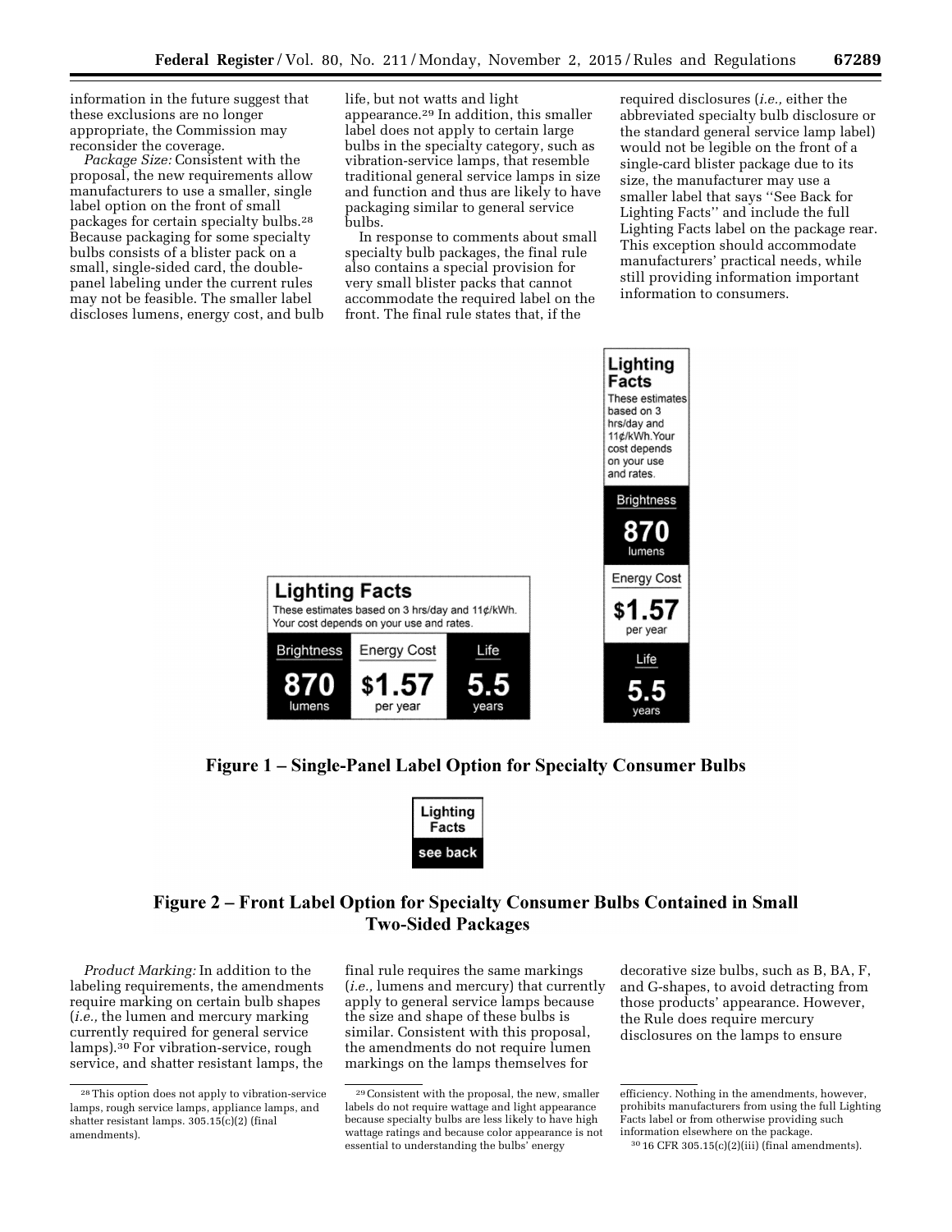information in the future suggest that these exclusions are no longer appropriate, the Commission may reconsider the coverage.

*Package Size:* Consistent with the proposal, the new requirements allow manufacturers to use a smaller, single label option on the front of small packages for certain specialty bulbs.[28] Because packaging for some specialty bulbs consists of a blister pack on a small, single-sided card, the double-panel labeling under the current rules may not be feasible. The smaller label discloses lumens, energy cost, and bulb life, but not watts and light appearance.[29] In addition, this smaller label does not apply to certain large bulbs in the specialty category, such as vibration-service lamps, that resemble traditional general service lamps in size and function and thus are likely to have packaging similar to general service bulbs.

In response to comments about small specialty bulb packages, the final rule also contains a special provision for very small blister packs that cannot accommodate the required label on the front. The final rule states that, if the required disclosures (*i.e.,* either the abbreviated specialty bulb disclosure or the standard general service lamp label) would not be legible on the front of a single-card blister package due to its size, the manufacturer may use a smaller label that says ''See Back for Lighting Facts'' and include the full Lighting Facts label on the package rear. This exception should accommodate manufacturers' practical needs, while still providing information important information to consumers.

**Lighting Facts**
These estimates based on 3 hrs/day and 11¢/kWh. Your cost depends on your use and rates.

| Brightness | Energy Cost | Life |
|---|---|---|
| 870 lumens | $1.57 per year | 5.5 years |

**Lighting Facts**
These estimates based on 3 hrs/day and 11¢/kWh. Your cost depends on your use and rates.
Brightness: 870 lumens
Energy Cost: $1.57 per year
Life: 5.5 years

**Figure 1 – Single-Panel Label Option for Specialty Consumer Bulbs**

**Lighting Facts**
see back

**Figure 2 – Front Label Option for Specialty Consumer Bulbs Contained in Small Two-Sided Packages**

*Product Marking:* In addition to the labeling requirements, the amendments require marking on certain bulb shapes (*i.e.,* the lumen and mercury marking currently required for general service lamps).[30] For vibration-service, rough service, and shatter resistant lamps, the final rule requires the same markings (*i.e.,* lumens and mercury) that currently apply to general service lamps because the size and shape of these bulbs is similar. Consistent with this proposal, the amendments do not require lumen markings on the lamps themselves for decorative size bulbs, such as B, BA, F, and G-shapes, to avoid detracting from those products' appearance. However, the Rule does require mercury disclosures on the lamps to ensure

---

[28] This option does not apply to vibration-service lamps, rough service lamps, appliance lamps, and shatter resistant lamps. 305.15(c)(2) (final amendments).

[29] Consistent with the proposal, the new, smaller labels do not require wattage and light appearance because specialty bulbs are less likely to have high wattage ratings and because color appearance is not essential to understanding the bulbs' energy efficiency. Nothing in the amendments, however, prohibits manufacturers from using the full Lighting Facts label or from otherwise providing such information elsewhere on the package.

[30] 16 CFR 305.15(c)(2)(iii) (final amendments).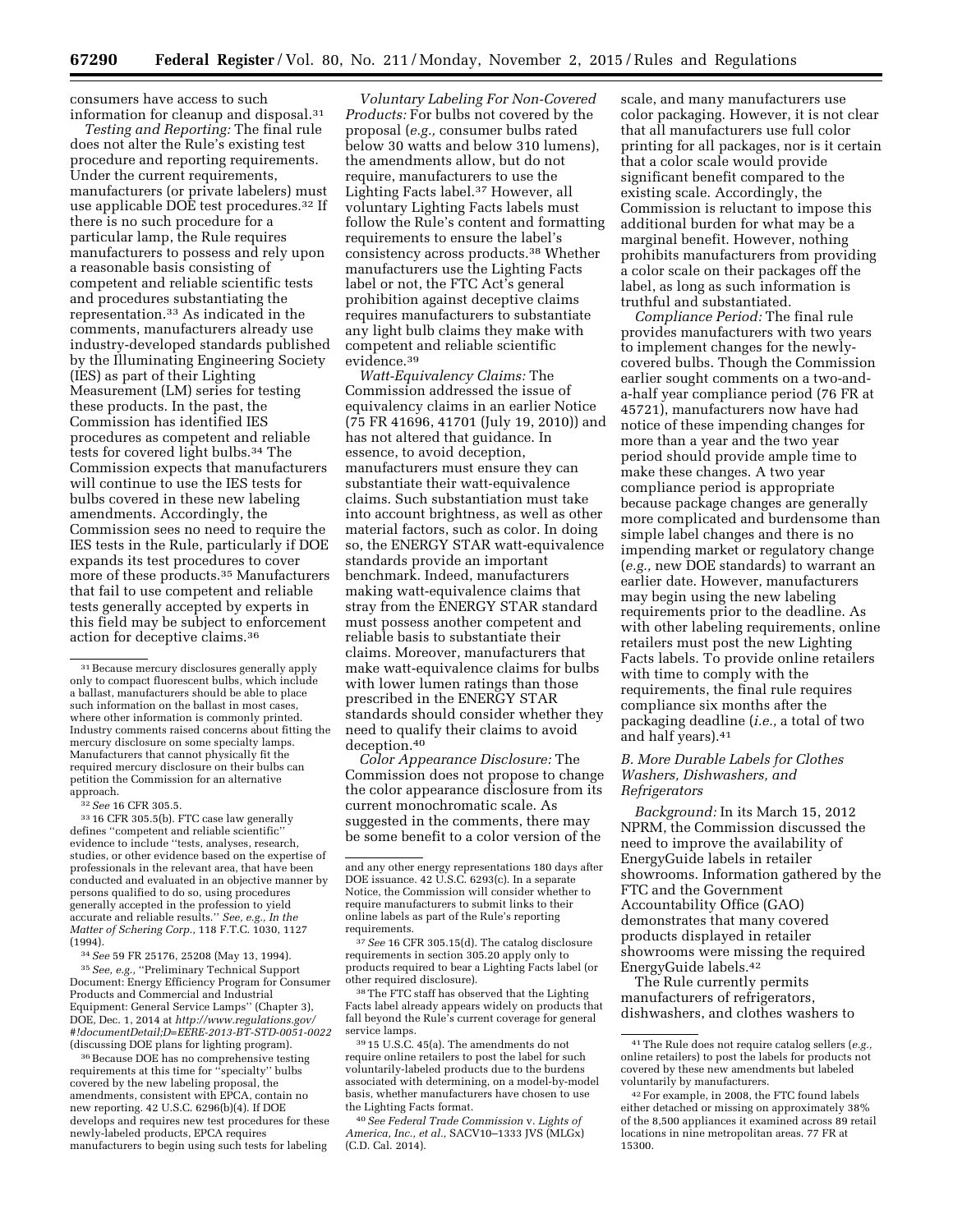consumers have access to such information for cleanup and disposal.[31]

*Testing and Reporting:* The final rule does not alter the Rule's existing test procedure and reporting requirements. Under the current requirements, manufacturers (or private labelers) must use applicable DOE test procedures.[32] If there is no such procedure for a particular lamp, the Rule requires manufacturers to possess and rely upon a reasonable basis consisting of competent and reliable scientific tests and procedures substantiating the representation.[33] As indicated in the comments, manufacturers already use industry-developed standards published by the Illuminating Engineering Society (IES) as part of their Lighting Measurement (LM) series for testing these products. In the past, the Commission has identified IES procedures as competent and reliable tests for covered light bulbs.[34] The Commission expects that manufacturers will continue to use the IES tests for bulbs covered in these new labeling amendments. Accordingly, the Commission sees no need to require the IES tests in the Rule, particularly if DOE expands its test procedures to cover more of these products.[35] Manufacturers that fail to use competent and reliable tests generally accepted by experts in this field may be subject to enforcement action for deceptive claims.[36]

*Voluntary Labeling For Non-Covered Products:* For bulbs not covered by the proposal (*e.g.,* consumer bulbs rated below 30 watts and below 310 lumens), the amendments allow, but do not require, manufacturers to use the Lighting Facts label.[37] However, all voluntary Lighting Facts labels must follow the Rule's content and formatting requirements to ensure the label's consistency across products.[38] Whether manufacturers use the Lighting Facts label or not, the FTC Act's general prohibition against deceptive claims requires manufacturers to substantiate any light bulb claims they make with competent and reliable scientific evidence.[39]

*Watt-Equivalency Claims:* The Commission addressed the issue of equivalency claims in an earlier Notice (75 FR 41696, 41701 (July 19, 2010)) and has not altered that guidance. In essence, to avoid deception, manufacturers must ensure they can substantiate their watt-equivalence claims. Such substantiation must take into account brightness, as well as other material factors, such as color. In doing so, the ENERGY STAR watt-equivalence standards provide an important benchmark. Indeed, manufacturers making watt-equivalence claims that stray from the ENERGY STAR standard must possess another competent and reliable basis to substantiate their claims. Moreover, manufacturers that make watt-equivalence claims for bulbs with lower lumen ratings than those prescribed in the ENERGY STAR standards should consider whether they need to qualify their claims to avoid deception.[40]

*Color Appearance Disclosure:* The Commission does not propose to change the color appearance disclosure from its current monochromatic scale. As suggested in the comments, there may be some benefit to a color version of the scale, and many manufacturers use color packaging. However, it is not clear that all manufacturers use full color printing for all packages, nor is it certain that a color scale would provide significant benefit compared to the existing scale. Accordingly, the Commission is reluctant to impose this additional burden for what may be a marginal benefit. However, nothing prohibits manufacturers from providing a color scale on their packages off the label, as long as such information is truthful and substantiated.

*Compliance Period:* The final rule provides manufacturers with two years to implement changes for the newly-covered bulbs. Though the Commission earlier sought comments on a two-and-a-half year compliance period (76 FR at 45721), manufacturers now have had notice of these impending changes for more than a year and the two year period should provide ample time to make these changes. A two year compliance period is appropriate because package changes are generally more complicated and burdensome than simple label changes and there is no impending market or regulatory change (*e.g.,* new DOE standards) to warrant an earlier date. However, manufacturers may begin using the new labeling requirements prior to the deadline. As with other labeling requirements, online retailers must post the new Lighting Facts labels. To provide online retailers with time to comply with the requirements, the final rule requires compliance six months after the packaging deadline (*i.e.,* a total of two and half years).[41]

### B. More Durable Labels for Clothes Washers, Dishwashers, and Refrigerators

*Background:* In its March 15, 2012 NPRM, the Commission discussed the need to improve the availability of EnergyGuide labels in retailer showrooms. Information gathered by the FTC and the Government Accountability Office (GAO) demonstrates that many covered products displayed in retailer showrooms were missing the required EnergyGuide labels.[42]

The Rule currently permits manufacturers of refrigerators, dishwashers, and clothes washers to

---

[31] Because mercury disclosures generally apply only to compact fluorescent bulbs, which include a ballast, manufacturers should be able to place such information on the ballast in most cases, where other information is commonly printed. Industry comments raised concerns about fitting the mercury disclosure on some specialty lamps. Manufacturers that cannot physically fit the required mercury disclosure on their bulbs can petition the Commission for an alternative approach.

[32] *See* 16 CFR 305.5.

[33] 16 CFR 305.5(b). FTC case law generally defines "competent and reliable scientific" evidence to include "tests, analyses, research, studies, or other evidence based on the expertise of professionals in the relevant area, that have been conducted and evaluated in an objective manner by persons qualified to do so, using procedures generally accepted in the profession to yield accurate and reliable results." *See, e.g., In the Matter of Schering Corp.,* 118 F.T.C. 1030, 1127 (1994).

[34] *See* 59 FR 25176, 25208 (May 13, 1994).

[35] *See, e.g.,* "Preliminary Technical Support Document: Energy Efficiency Program for Consumer Products and Commercial and Industrial Equipment: General Service Lamps" (Chapter 3), DOE, Dec. 1, 2014 at *http://www.regulations.gov/#!documentDetail;D=EERE-2013-BT-STD-0051-0022* (discussing DOE plans for lighting program).

[36] Because DOE has no comprehensive testing requirements at this time for "specialty" bulbs covered by the new labeling proposal, the amendments, consistent with EPCA, contain no new reporting. 42 U.S.C. 6296(b)(4). If DOE develops and requires new test procedures for these newly-labeled products, EPCA requires manufacturers to begin using such tests for labeling and any other energy representations 180 days after DOE issuance. 42 U.S.C. 6293(c). In a separate Notice, the Commission will consider whether to require manufacturers to submit links to their online labels as part of the Rule's reporting requirements.

[37] *See* 16 CFR 305.15(d). The catalog disclosure requirements in section 305.20 apply only to products required to bear a Lighting Facts label (or other required disclosure).

[38] The FTC staff has observed that the Lighting Facts label already appears widely on products that fall beyond the Rule's current coverage for general service lamps.

[39] 15 U.S.C. 45(a). The amendments do not require online retailers to post the label for such voluntarily-labeled products due to the burdens associated with determining, on a model-by-model basis, whether manufacturers have chosen to use the Lighting Facts format.

[40] *See Federal Trade Commission* v. *Lights of America, Inc., et al.,* SACV10–1333 JVS (MLGx) (C.D. Cal. 2014).

[41] The Rule does not require catalog sellers (*e.g.,* online retailers) to post the labels for products not covered by these new amendments but labeled voluntarily by manufacturers.

[42] For example, in 2008, the FTC found labels either detached or missing on approximately 38% of the 8,500 appliances it examined across 89 retail locations in nine metropolitan areas. 77 FR at 15300.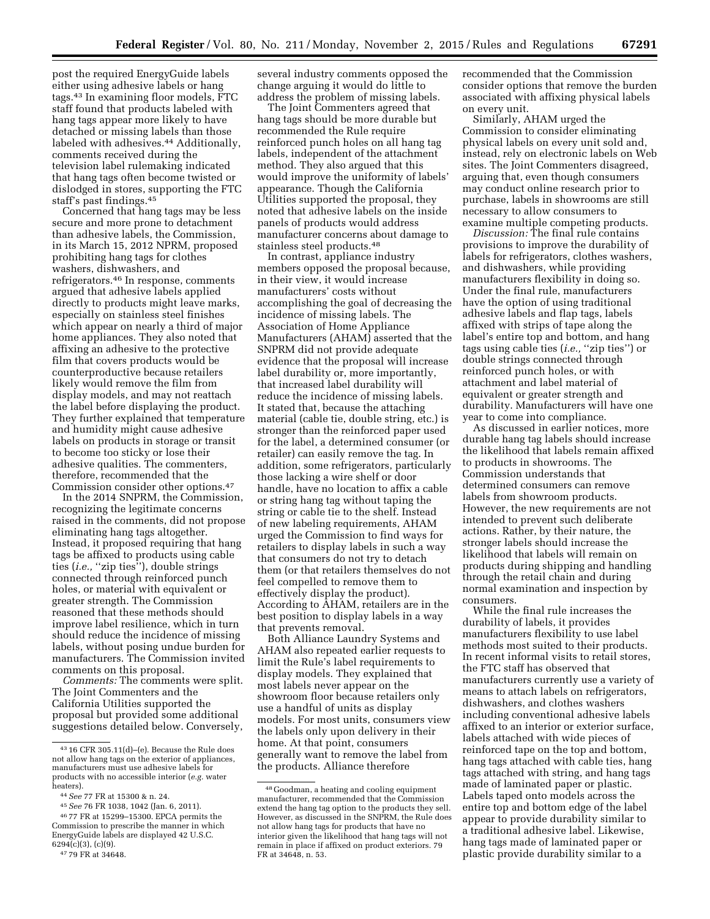post the required EnergyGuide labels either using adhesive labels or hang tags.[43] In examining floor models, FTC staff found that products labeled with hang tags appear more likely to have detached or missing labels than those labeled with adhesives.[44] Additionally, comments received during the television label rulemaking indicated that hang tags often become twisted or dislodged in stores, supporting the FTC staff's past findings.[45]

Concerned that hang tags may be less secure and more prone to detachment than adhesive labels, the Commission, in its March 15, 2012 NPRM, proposed prohibiting hang tags for clothes washers, dishwashers, and refrigerators.[46] In response, comments argued that adhesive labels applied directly to products might leave marks, especially on stainless steel finishes which appear on nearly a third of major home appliances. They also noted that affixing an adhesive to the protective film that covers products would be counterproductive because retailers likely would remove the film from display models, and may not reattach the label before displaying the product. They further explained that temperature and humidity might cause adhesive labels on products in storage or transit to become too sticky or lose their adhesive qualities. The commenters, therefore, recommended that the Commission consider other options.[47]

In the 2014 SNPRM, the Commission, recognizing the legitimate concerns raised in the comments, did not propose eliminating hang tags altogether. Instead, it proposed requiring that hang tags be affixed to products using cable ties (*i.e.,* ''zip ties''), double strings connected through reinforced punch holes, or material with equivalent or greater strength. The Commission reasoned that these methods should improve label resilience, which in turn should reduce the incidence of missing labels, without posing undue burden for manufacturers. The Commission invited comments on this proposal.

*Comments:* The comments were split. The Joint Commenters and the California Utilities supported the proposal but provided some additional suggestions detailed below. Conversely, several industry comments opposed the change arguing it would do little to address the problem of missing labels.

The Joint Commenters agreed that hang tags should be more durable but recommended the Rule require reinforced punch holes on all hang tag labels, independent of the attachment method. They also argued that this would improve the uniformity of labels' appearance. Though the California Utilities supported the proposal, they noted that adhesive labels on the inside panels of products would address manufacturer concerns about damage to stainless steel products.[48]

In contrast, appliance industry members opposed the proposal because, in their view, it would increase manufacturers' costs without accomplishing the goal of decreasing the incidence of missing labels. The Association of Home Appliance Manufacturers (AHAM) asserted that the SNPRM did not provide adequate evidence that the proposal will increase label durability or, more importantly, that increased label durability will reduce the incidence of missing labels. It stated that, because the attaching material (cable tie, double string, etc.) is stronger than the reinforced paper used for the label, a determined consumer (or retailer) can easily remove the tag. In addition, some refrigerators, particularly those lacking a wire shelf or door handle, have no location to affix a cable or string hang tag without taping the string or cable tie to the shelf. Instead of new labeling requirements, AHAM urged the Commission to find ways for retailers to display labels in such a way that consumers do not try to detach them (or that retailers themselves do not feel compelled to remove them to effectively display the product). According to AHAM, retailers are in the best position to display labels in a way that prevents removal.

Both Alliance Laundry Systems and AHAM also repeated earlier requests to limit the Rule's label requirements to display models. They explained that most labels never appear on the showroom floor because retailers only use a handful of units as display models. For most units, consumers view the labels only upon delivery in their home. At that point, consumers generally want to remove the label from the products. Alliance therefore recommended that the Commission consider options that remove the burden associated with affixing physical labels on every unit.

Similarly, AHAM urged the Commission to consider eliminating physical labels on every unit sold and, instead, rely on electronic labels on Web sites. The Joint Commenters disagreed, arguing that, even though consumers may conduct online research prior to purchase, labels in showrooms are still necessary to allow consumers to examine multiple competing products.

*Discussion:* The final rule contains provisions to improve the durability of labels for refrigerators, clothes washers, and dishwashers, while providing manufacturers flexibility in doing so. Under the final rule, manufacturers have the option of using traditional adhesive labels and flap tags, labels affixed with strips of tape along the label's entire top and bottom, and hang tags using cable ties (*i.e.,* ''zip ties'') or double strings connected through reinforced punch holes, or with attachment and label material of equivalent or greater strength and durability. Manufacturers will have one year to come into compliance.

As discussed in earlier notices, more durable hang tag labels should increase the likelihood that labels remain affixed to products in showrooms. The Commission understands that determined consumers can remove labels from showroom products. However, the new requirements are not intended to prevent such deliberate actions. Rather, by their nature, the stronger labels should increase the likelihood that labels will remain on products during shipping and handling through the retail chain and during normal examination and inspection by consumers.

While the final rule increases the durability of labels, it provides manufacturers flexibility to use label methods most suited to their products. In recent informal visits to retail stores, the FTC staff has observed that manufacturers currently use a variety of means to attach labels on refrigerators, dishwashers, and clothes washers including conventional adhesive labels affixed to an interior or exterior surface, labels attached with wide pieces of reinforced tape on the top and bottom, hang tags attached with cable ties, hang tags attached with string, and hang tags made of laminated paper or plastic. Labels taped onto models across the entire top and bottom edge of the label appear to provide durability similar to a traditional adhesive label. Likewise, hang tags made of laminated paper or plastic provide durability similar to a

---

[43] 16 CFR 305.11(d)–(e). Because the Rule does not allow hang tags on the exterior of appliances, manufacturers must use adhesive labels for products with no accessible interior (*e.g.* water heaters).

[44] *See* 77 FR at 15300 & n. 24.

[45] *See* 76 FR 1038, 1042 (Jan. 6, 2011).

[46] 77 FR at 15299–15300. EPCA permits the Commission to prescribe the manner in which EnergyGuide labels are displayed 42 U.S.C. 6294(c)(3), (c)(9).

[47] 79 FR at 34648.

[48] Goodman, a heating and cooling equipment manufacturer, recommended that the Commission extend the hang tag option to the products they sell. However, as discussed in the SNPRM, the Rule does not allow hang tags for products that have no interior given the likelihood that hang tags will not remain in place if affixed on product exteriors. 79 FR at 34648, n. 53.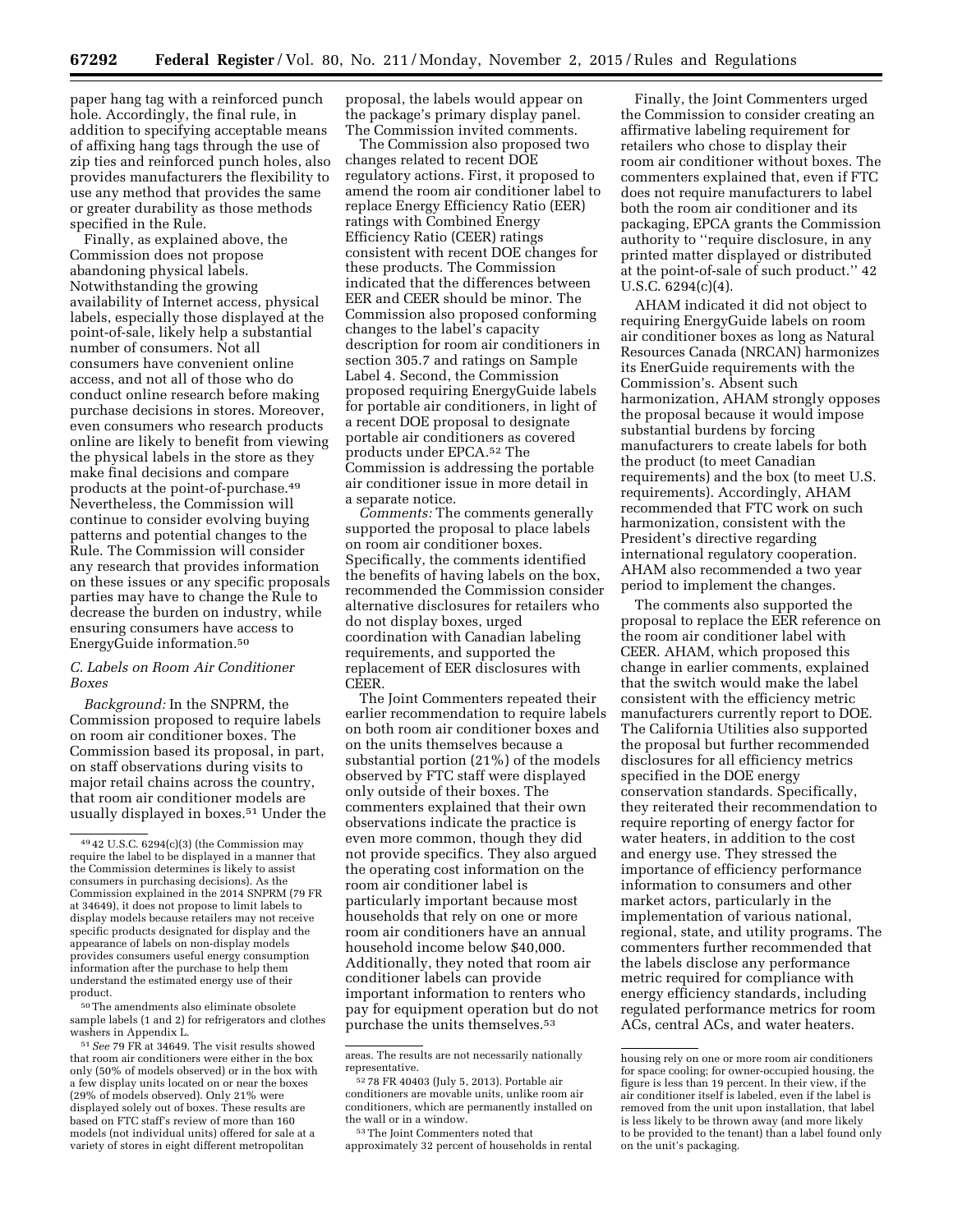paper hang tag with a reinforced punch hole. Accordingly, the final rule, in addition to specifying acceptable means of affixing hang tags through the use of zip ties and reinforced punch holes, also provides manufacturers the flexibility to use any method that provides the same or greater durability as those methods specified in the Rule.

Finally, as explained above, the Commission does not propose abandoning physical labels. Notwithstanding the growing availability of Internet access, physical labels, especially those displayed at the point-of-sale, likely help a substantial number of consumers. Not all consumers have convenient online access, and not all of those who do conduct online research before making purchase decisions in stores. Moreover, even consumers who research products online are likely to benefit from viewing the physical labels in the store as they make final decisions and compare products at the point-of-purchase.[49] Nevertheless, the Commission will continue to consider evolving buying patterns and potential changes to the Rule. The Commission will consider any research that provides information on these issues or any specific proposals parties may have to change the Rule to decrease the burden on industry, while ensuring consumers have access to EnergyGuide information.[50]

### C. Labels on Room Air Conditioner Boxes

*Background:* In the SNPRM, the Commission proposed to require labels on room air conditioner boxes. The Commission based its proposal, in part, on staff observations during visits to major retail chains across the country, that room air conditioner models are usually displayed in boxes.[51] Under the proposal, the labels would appear on the package's primary display panel. The Commission invited comments.

The Commission also proposed two changes related to recent DOE regulatory actions. First, it proposed to amend the room air conditioner label to replace Energy Efficiency Ratio (EER) ratings with Combined Energy Efficiency Ratio (CEER) ratings consistent with recent DOE changes for these products. The Commission indicated that the differences between EER and CEER should be minor. The Commission also proposed conforming changes to the label's capacity description for room air conditioners in section 305.7 and ratings on Sample Label 4. Second, the Commission proposed requiring EnergyGuide labels for portable air conditioners, in light of a recent DOE proposal to designate portable air conditioners as covered products under EPCA.[52] The Commission is addressing the portable air conditioner issue in more detail in a separate notice.

*Comments:* The comments generally supported the proposal to place labels on room air conditioner boxes. Specifically, the comments identified the benefits of having labels on the box, recommended the Commission consider alternative disclosures for retailers who do not display boxes, urged coordination with Canadian labeling requirements, and supported the replacement of EER disclosures with CEER.

The Joint Commenters repeated their earlier recommendation to require labels on both room air conditioner boxes and on the units themselves because a substantial portion (21%) of the models observed by FTC staff were displayed only outside of their boxes. The commenters explained that their own observations indicate the practice is even more common, though they did not provide specifics. They also argued the operating cost information on the room air conditioner label is particularly important because most households that rely on one or more room air conditioners have an annual household income below $40,000. Additionally, they noted that room air conditioner labels can provide important information to renters who pay for equipment operation but do not purchase the units themselves.[53]

Finally, the Joint Commenters urged the Commission to consider creating an affirmative labeling requirement for retailers who chose to display their room air conditioner without boxes. The commenters explained that, even if FTC does not require manufacturers to label both the room air conditioner and its packaging, EPCA grants the Commission authority to "require disclosure, in any printed matter displayed or distributed at the point-of-sale of such product." 42 U.S.C. 6294(c)(4).

AHAM indicated it did not object to requiring EnergyGuide labels on room air conditioner boxes as long as Natural Resources Canada (NRCAN) harmonizes its EnerGuide requirements with the Commission's. Absent such harmonization, AHAM strongly opposes the proposal because it would impose substantial burdens by forcing manufacturers to create labels for both the product (to meet Canadian requirements) and the box (to meet U.S. requirements). Accordingly, AHAM recommended that FTC work on such harmonization, consistent with the President's directive regarding international regulatory cooperation. AHAM also recommended a two year period to implement the changes.

The comments also supported the proposal to replace the EER reference on the room air conditioner label with CEER. AHAM, which proposed this change in earlier comments, explained that the switch would make the label consistent with the efficiency metric manufacturers currently report to DOE. The California Utilities also supported the proposal but further recommended disclosures for all efficiency metrics specified in the DOE energy conservation standards. Specifically, they reiterated their recommendation to require reporting of energy factor for water heaters, in addition to the cost and energy use. They stressed the importance of efficiency performance information to consumers and other market actors, particularly in the implementation of various national, regional, state, and utility programs. The commenters further recommended that the labels disclose any performance metric required for compliance with energy efficiency standards, including regulated performance metrics for room ACs, central ACs, and water heaters.

---

[49] 42 U.S.C. 6294(c)(3) (the Commission may require the label to be displayed in a manner that the Commission determines is likely to assist consumers in purchasing decisions). As the Commission explained in the 2014 SNPRM (79 FR at 34649), it does not propose to limit labels to display models because retailers may not receive specific products designated for display and the appearance of labels on non-display models provides consumers useful energy consumption information after the purchase to help them understand the estimated energy use of their product.

[50] The amendments also eliminate obsolete sample labels (1 and 2) for refrigerators and clothes washers in Appendix L.

[51] *See* 79 FR at 34649. The visit results showed that room air conditioners were either in the box only (50% of models observed) or in the box with a few display units located on or near the boxes (29% of models observed). Only 21% were displayed solely out of boxes. These results are based on FTC staff's review of more than 160 models (not individual units) offered for sale at a variety of stores in eight different metropolitan areas. The results are not necessarily nationally representative.

[52] 78 FR 40403 (July 5, 2013). Portable air conditioners are movable units, unlike room air conditioners, which are permanently installed on the wall or in a window.

[53] The Joint Commenters noted that approximately 32 percent of households in rental housing rely on one or more room air conditioners for space cooling; for owner-occupied housing, the figure is less than 19 percent. In their view, if the air conditioner itself is labeled, even if the label is removed from the unit upon installation, that label is less likely to be thrown away (and more likely to be provided to the tenant) than a label found only on the unit's packaging.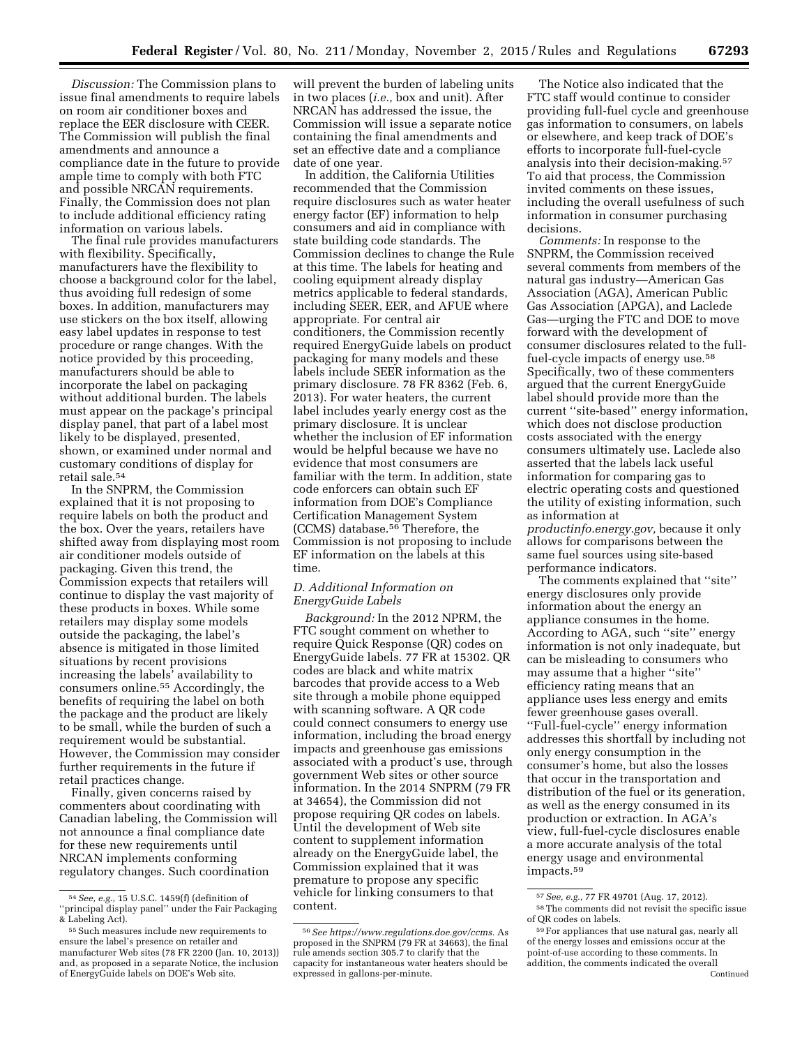*Discussion:* The Commission plans to issue final amendments to require labels on room air conditioner boxes and replace the EER disclosure with CEER. The Commission will publish the final amendments and announce a compliance date in the future to provide ample time to comply with both FTC and possible NRCAN requirements. Finally, the Commission does not plan to include additional efficiency rating information on various labels.

The final rule provides manufacturers with flexibility. Specifically, manufacturers have the flexibility to choose a background color for the label, thus avoiding full redesign of some boxes. In addition, manufacturers may use stickers on the box itself, allowing easy label updates in response to test procedure or range changes. With the notice provided by this proceeding, manufacturers should be able to incorporate the label on packaging without additional burden. The labels must appear on the package's principal display panel, that part of a label most likely to be displayed, presented, shown, or examined under normal and customary conditions of display for retail sale.[54]

In the SNPRM, the Commission explained that it is not proposing to require labels on both the product and the box. Over the years, retailers have shifted away from displaying most room air conditioner models outside of packaging. Given this trend, the Commission expects that retailers will continue to display the vast majority of these products in boxes. While some retailers may display some models outside the packaging, the label's absence is mitigated in those limited situations by recent provisions increasing the labels' availability to consumers online.[55] Accordingly, the benefits of requiring the label on both the package and the product are likely to be small, while the burden of such a requirement would be substantial. However, the Commission may consider further requirements in the future if retail practices change.

Finally, given concerns raised by commenters about coordinating with Canadian labeling, the Commission will not announce a final compliance date for these new requirements until NRCAN implements conforming regulatory changes. Such coordination will prevent the burden of labeling units in two places (*i.e.,* box and unit). After NRCAN has addressed the issue, the Commission will issue a separate notice containing the final amendments and set an effective date and a compliance date of one year.

In addition, the California Utilities recommended that the Commission require disclosures such as water heater energy factor (EF) information to help consumers and aid in compliance with state building code standards. The Commission declines to change the Rule at this time. The labels for heating and cooling equipment already display metrics applicable to federal standards, including SEER, EER, and AFUE where appropriate. For central air conditioners, the Commission recently required EnergyGuide labels on product packaging for many models and these labels include SEER information as the primary disclosure. 78 FR 8362 (Feb. 6, 2013). For water heaters, the current label includes yearly energy cost as the primary disclosure. It is unclear whether the inclusion of EF information would be helpful because we have no evidence that most consumers are familiar with the term. In addition, state code enforcers can obtain such EF information from DOE's Compliance Certification Management System (CCMS) database.[56] Therefore, the Commission is not proposing to include EF information on the labels at this time.

### D. Additional Information on EnergyGuide Labels

*Background:* In the 2012 NPRM, the FTC sought comment on whether to require Quick Response (QR) codes on EnergyGuide labels. 77 FR at 15302. QR codes are black and white matrix barcodes that provide access to a Web site through a mobile phone equipped with scanning software. A QR code could connect consumers to energy use information, including the broad energy impacts and greenhouse gas emissions associated with a product's use, through government Web sites or other source information. In the 2014 SNPRM (79 FR at 34654), the Commission did not propose requiring QR codes on labels. Until the development of Web site content to supplement information already on the EnergyGuide label, the Commission explained that it was premature to propose any specific vehicle for linking consumers to that content.

The Notice also indicated that the FTC staff would continue to consider providing full-fuel cycle and greenhouse gas information to consumers, on labels or elsewhere, and keep track of DOE's efforts to incorporate full-fuel-cycle analysis into their decision-making.[57] To aid that process, the Commission invited comments on these issues, including the overall usefulness of such information in consumer purchasing decisions.

*Comments:* In response to the SNPRM, the Commission received several comments from members of the natural gas industry—American Gas Association (AGA), American Public Gas Association (APGA), and Laclede Gas—urging the FTC and DOE to move forward with the development of consumer disclosures related to the full-fuel-cycle impacts of energy use.[58] Specifically, two of these commenters argued that the current EnergyGuide label should provide more than the current "site-based" energy information, which does not disclose production costs associated with the energy consumers ultimately use. Laclede also asserted that the labels lack useful information for comparing gas to electric operating costs and questioned the utility of existing information, such as information at *productinfo.energy.gov,* because it only allows for comparisons between the same fuel sources using site-based performance indicators.

The comments explained that "site" energy disclosures only provide information about the energy an appliance consumes in the home. According to AGA, such "site" energy information is not only inadequate, but can be misleading to consumers who may assume that a higher "site" efficiency rating means that an appliance uses less energy and emits fewer greenhouse gases overall. "Full-fuel-cycle" energy information addresses this shortfall by including not only energy consumption in the consumer's home, but also the losses that occur in the transportation and distribution of the fuel or its generation, as well as the energy consumed in its production or extraction. In AGA's view, full-fuel-cycle disclosures enable a more accurate analysis of the total energy usage and environmental impacts.[59]

---

[54] *See, e.g.,* 15 U.S.C. 1459(f) (definition of "principal display panel" under the Fair Packaging & Labeling Act).

[55] Such measures include new requirements to ensure the label's presence on retailer and manufacturer Web sites (78 FR 2200 (Jan. 10, 2013)) and, as proposed in a separate Notice, the inclusion of EnergyGuide labels on DOE's Web site.

[56] *See https://www.regulations.doe.gov/ccms.* As proposed in the SNPRM (79 FR at 34663), the final rule amends section 305.7 to clarify that the capacity for instantaneous water heaters should be expressed in gallons-per-minute.

[57] *See, e.g.,* 77 FR 49701 (Aug. 17, 2012).

[58] The comments did not revisit the specific issue of QR codes on labels.

[59] For appliances that use natural gas, nearly all of the energy losses and emissions occur at the point-of-use according to these comments. In addition, the comments indicated the overall

Continued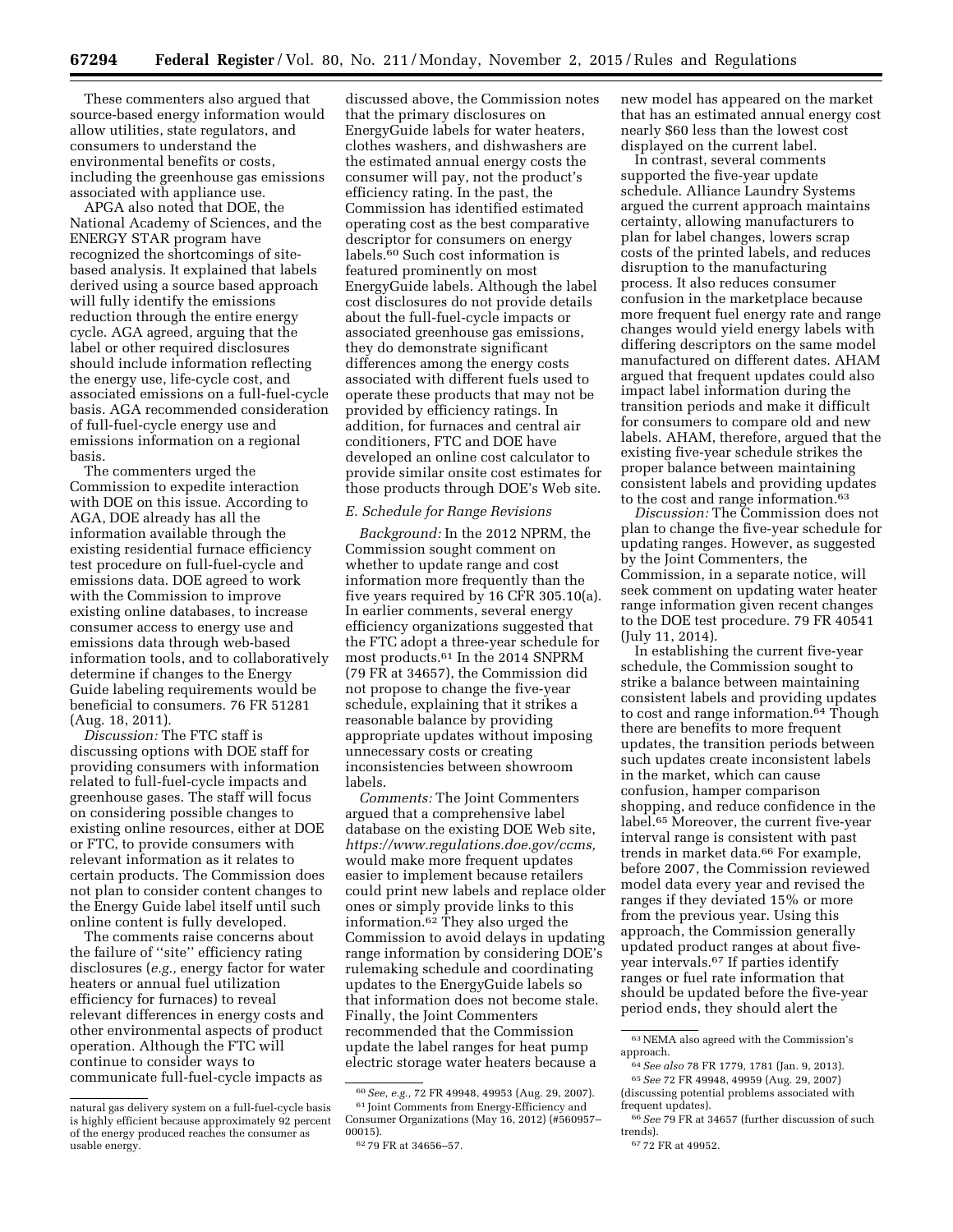These commenters also argued that source-based energy information would allow utilities, state regulators, and consumers to understand the environmental benefits or costs, including the greenhouse gas emissions associated with appliance use.

APGA also noted that DOE, the National Academy of Sciences, and the ENERGY STAR program have recognized the shortcomings of site-based analysis. It explained that labels derived using a source based approach will fully identify the emissions reduction through the entire energy cycle. AGA agreed, arguing that the label or other required disclosures should include information reflecting the energy use, life-cycle cost, and associated emissions on a full-fuel-cycle basis. AGA recommended consideration of full-fuel-cycle energy use and emissions information on a regional basis.

The commenters urged the Commission to expedite interaction with DOE on this issue. According to AGA, DOE already has all the information available through the existing residential furnace efficiency test procedure on full-fuel-cycle and emissions data. DOE agreed to work with the Commission to improve existing online databases, to increase consumer access to energy use and emissions data through web-based information tools, and to collaboratively determine if changes to the Energy Guide labeling requirements would be beneficial to consumers. 76 FR 51281 (Aug. 18, 2011).

*Discussion:* The FTC staff is discussing options with DOE staff for providing consumers with information related to full-fuel-cycle impacts and greenhouse gases. The staff will focus on considering possible changes to existing online resources, either at DOE or FTC, to provide consumers with relevant information as it relates to certain products. The Commission does not plan to consider content changes to the Energy Guide label itself until such online content is fully developed.

The comments raise concerns about the failure of "site" efficiency rating disclosures (*e.g.,* energy factor for water heaters or annual fuel utilization efficiency for furnaces) to reveal relevant differences in energy costs and other environmental aspects of product operation. Although the FTC will continue to consider ways to communicate full-fuel-cycle impacts as discussed above, the Commission notes that the primary disclosures on EnergyGuide labels for water heaters, clothes washers, and dishwashers are the estimated annual energy costs the consumer will pay, not the product's efficiency rating. In the past, the Commission has identified estimated operating cost as the best comparative descriptor for consumers on energy labels.[60] Such cost information is featured prominently on most EnergyGuide labels. Although the label cost disclosures do not provide details about the full-fuel-cycle impacts or associated greenhouse gas emissions, they do demonstrate significant differences among the energy costs associated with different fuels used to operate these products that may not be provided by efficiency ratings. In addition, for furnaces and central air conditioners, FTC and DOE have developed an online cost calculator to provide similar onsite cost estimates for those products through DOE's Web site.

### *E. Schedule for Range Revisions*

*Background:* In the 2012 NPRM, the Commission sought comment on whether to update range and cost information more frequently than the five years required by 16 CFR 305.10(a). In earlier comments, several energy efficiency organizations suggested that the FTC adopt a three-year schedule for most products.[61] In the 2014 SNPRM (79 FR at 34657), the Commission did not propose to change the five-year schedule, explaining that it strikes a reasonable balance by providing appropriate updates without imposing unnecessary costs or creating inconsistencies between showroom labels.

*Comments:* The Joint Commenters argued that a comprehensive label database on the existing DOE Web site, *https://www.regulations.doe.gov/ccms,* would make more frequent updates easier to implement because retailers could print new labels and replace older ones or simply provide links to this information.[62] They also urged the Commission to avoid delays in updating range information by considering DOE's rulemaking schedule and coordinating updates to the EnergyGuide labels so that information does not become stale. Finally, the Joint Commenters recommended that the Commission update the label ranges for heat pump electric storage water heaters because a new model has appeared on the market that has an estimated annual energy cost nearly $60 less than the lowest cost displayed on the current label.

In contrast, several comments supported the five-year update schedule. Alliance Laundry Systems argued the current approach maintains certainty, allowing manufacturers to plan for label changes, lowers scrap costs of the printed labels, and reduces disruption to the manufacturing process. It also reduces consumer confusion in the marketplace because more frequent fuel energy rate and range changes would yield energy labels with differing descriptors on the same model manufactured on different dates. AHAM argued that frequent updates could also impact label information during the transition periods and make it difficult for consumers to compare old and new labels. AHAM, therefore, argued that the existing five-year schedule strikes the proper balance between maintaining consistent labels and providing updates to the cost and range information.[63]

*Discussion:* The Commission does not plan to change the five-year schedule for updating ranges. However, as suggested by the Joint Commenters, the Commission, in a separate notice, will seek comment on updating water heater range information given recent changes to the DOE test procedure. 79 FR 40541 (July 11, 2014).

In establishing the current five-year schedule, the Commission sought to strike a balance between maintaining consistent labels and providing updates to cost and range information.[64] Though there are benefits to more frequent updates, the transition periods between such updates create inconsistent labels in the market, which can cause confusion, hamper comparison shopping, and reduce confidence in the label.[65] Moreover, the current five-year interval range is consistent with past trends in market data.[66] For example, before 2007, the Commission reviewed model data every year and revised the ranges if they deviated 15% or more from the previous year. Using this approach, the Commission generally updated product ranges at about five-year intervals.[67] If parties identify ranges or fuel rate information that should be updated before the five-year period ends, they should alert the

---

natural gas delivery system on a full-fuel-cycle basis is highly efficient because approximately 92 percent of the energy produced reaches the consumer as usable energy.

[60] *See, e.g.,* 72 FR 49948, 49953 (Aug. 29, 2007).

[61] Joint Comments from Energy-Efficiency and Consumer Organizations (May 16, 2012) (#560957–00015).

[62] 79 FR at 34656–57.

[63] NEMA also agreed with the Commission's approach.

[64] *See also* 78 FR 1779, 1781 (Jan. 9, 2013).

[65] *See* 72 FR 49948, 49959 (Aug. 29, 2007) (discussing potential problems associated with frequent updates).

[66] *See* 79 FR at 34657 (further discussion of such trends).

[67] 72 FR at 49952.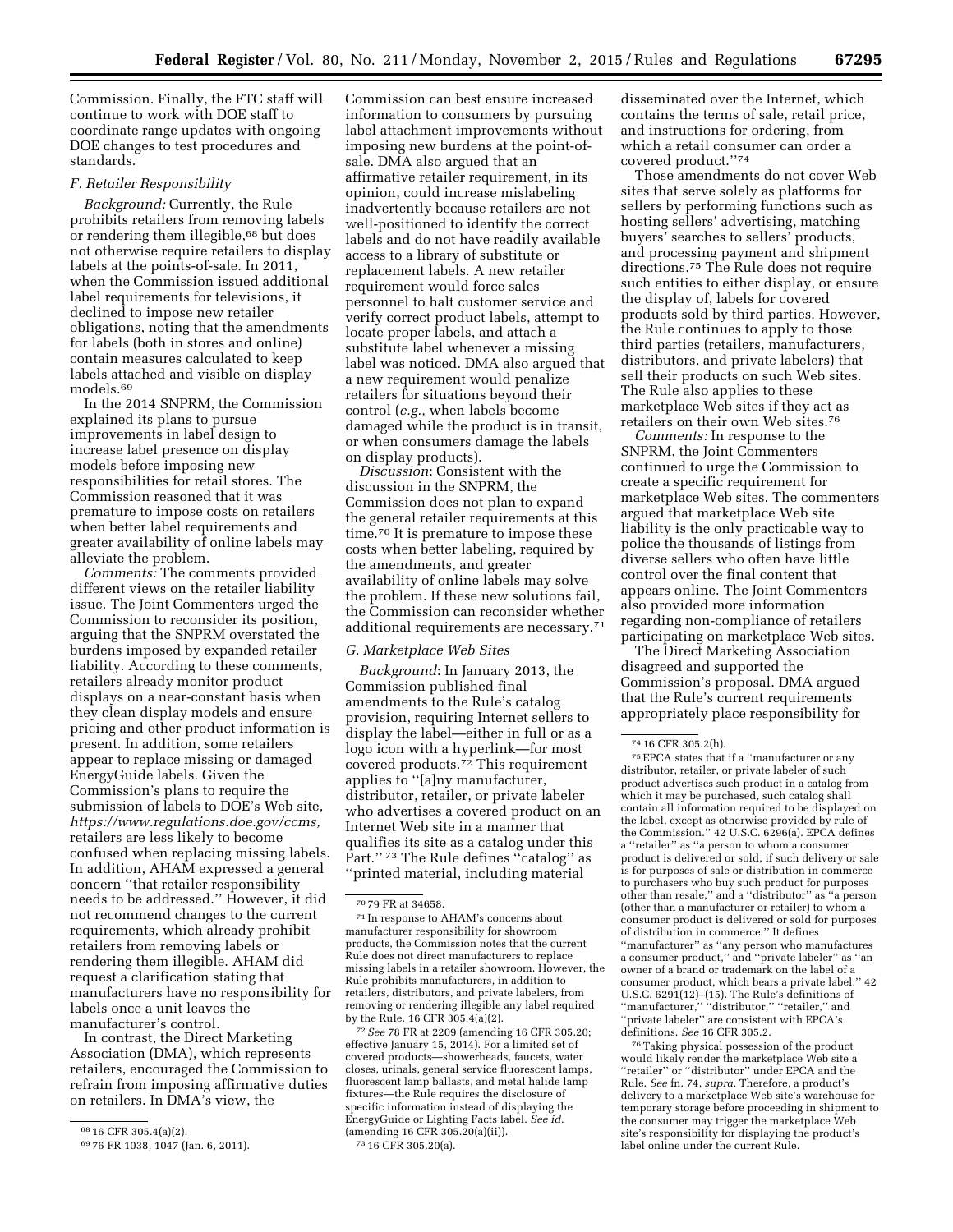Commission. Finally, the FTC staff will continue to work with DOE staff to coordinate range updates with ongoing DOE changes to test procedures and standards.

### F. Retailer Responsibility

*Background:* Currently, the Rule prohibits retailers from removing labels or rendering them illegible,[68] but does not otherwise require retailers to display labels at the points-of-sale. In 2011, when the Commission issued additional label requirements for televisions, it declined to impose new retailer obligations, noting that the amendments for labels (both in stores and online) contain measures calculated to keep labels attached and visible on display models.[69]

In the 2014 SNPRM, the Commission explained its plans to pursue improvements in label design to increase label presence on display models before imposing new responsibilities for retail stores. The Commission reasoned that it was premature to impose costs on retailers when better label requirements and greater availability of online labels may alleviate the problem.

*Comments:* The comments provided different views on the retailer liability issue. The Joint Commenters urged the Commission to reconsider its position, arguing that the SNPRM overstated the burdens imposed by expanded retailer liability. According to these comments, retailers already monitor product displays on a near-constant basis when they clean display models and ensure pricing and other product information is present. In addition, some retailers appear to replace missing or damaged EnergyGuide labels. Given the Commission's plans to require the submission of labels to DOE's Web site, *https://www.regulations.doe.gov/ccms,* retailers are less likely to become confused when replacing missing labels. In addition, AHAM expressed a general concern "that retailer responsibility needs to be addressed." However, it did not recommend changes to the current requirements, which already prohibit retailers from removing labels or rendering them illegible. AHAM did request a clarification stating that manufacturers have no responsibility for labels once a unit leaves the manufacturer's control.

In contrast, the Direct Marketing Association (DMA), which represents retailers, encouraged the Commission to refrain from imposing affirmative duties on retailers. In DMA's view, the Commission can best ensure increased information to consumers by pursuing label attachment improvements without imposing new burdens at the point-of-sale. DMA also argued that an affirmative retailer requirement, in its opinion, could increase mislabeling inadvertently because retailers are not well-positioned to identify the correct labels and do not have readily available access to a library of substitute or replacement labels. A new retailer requirement would force sales personnel to halt customer service and verify correct product labels, attempt to locate proper labels, and attach a substitute label whenever a missing label was noticed. DMA also argued that a new requirement would penalize retailers for situations beyond their control (*e.g.,* when labels become damaged while the product is in transit, or when consumers damage the labels on display products).

*Discussion*: Consistent with the discussion in the SNPRM, the Commission does not plan to expand the general retailer requirements at this time.[70] It is premature to impose these costs when better labeling, required by the amendments, and greater availability of online labels may solve the problem. If these new solutions fail, the Commission can reconsider whether additional requirements are necessary.[71]

### G. Marketplace Web Sites

*Background*: In January 2013, the Commission published final amendments to the Rule's catalog provision, requiring Internet sellers to display the label—either in full or as a logo icon with a hyperlink—for most covered products.[72] This requirement applies to "[a]ny manufacturer, distributor, retailer, or private labeler who advertises a covered product on an Internet Web site in a manner that qualifies its site as a catalog under this Part." [73] The Rule defines "catalog" as "printed material, including material disseminated over the Internet, which contains the terms of sale, retail price, and instructions for ordering, from which a retail consumer can order a covered product."[74]

Those amendments do not cover Web sites that serve solely as platforms for sellers by performing functions such as hosting sellers' advertising, matching buyers' searches to sellers' products, and processing payment and shipment directions.[75] The Rule does not require such entities to either display, or ensure the display of, labels for covered products sold by third parties. However, the Rule continues to apply to those third parties (retailers, manufacturers, distributors, and private labelers) that sell their products on such Web sites. The Rule also applies to these marketplace Web sites if they act as retailers on their own Web sites.[76]

*Comments:* In response to the SNPRM, the Joint Commenters continued to urge the Commission to create a specific requirement for marketplace Web sites. The commenters argued that marketplace Web site liability is the only practicable way to police the thousands of listings from diverse sellers who often have little control over the final content that appears online. The Joint Commenters also provided more information regarding non-compliance of retailers participating on marketplace Web sites.

The Direct Marketing Association disagreed and supported the Commission's proposal. DMA argued that the Rule's current requirements appropriately place responsibility for

---

[68] 16 CFR 305.4(a)(2).

[69] 76 FR 1038, 1047 (Jan. 6, 2011).

[70] 79 FR at 34658.

[71] In response to AHAM's concerns about manufacturer responsibility for showroom products, the Commission notes that the current Rule does not direct manufacturers to replace missing labels in a retailer showroom. However, the Rule prohibits manufacturers, in addition to retailers, distributors, and private labelers, from removing or rendering illegible any label required by the Rule. 16 CFR 305.4(a)(2).

[72] *See* 78 FR at 2209 (amending 16 CFR 305.20; effective January 15, 2014). For a limited set of covered products—showerheads, faucets, water closes, urinals, general service fluorescent lamps, fluorescent lamp ballasts, and metal halide lamp fixtures—the Rule requires the disclosure of specific information instead of displaying the EnergyGuide or Lighting Facts label. *See id.* (amending 16 CFR 305.20(a)(ii)).

[73] 16 CFR 305.20(a).

[74] 16 CFR 305.2(h).

[75] EPCA states that if a "manufacturer or any distributor, retailer, or private labeler of such product advertises such product in a catalog from which it may be purchased, such catalog shall contain all information required to be displayed on the label, except as otherwise provided by rule of the Commission." 42 U.S.C. 6296(a). EPCA defines a "retailer" as "a person to whom a consumer product is delivered or sold, if such delivery or sale is for purposes of sale or distribution in commerce to purchasers who buy such product for purposes other than resale," and a "distributor" as "a person (other than a manufacturer or retailer) to whom a consumer product is delivered or sold for purposes of distribution in commerce." It defines "manufacturer" as "any person who manufactures a consumer product," and "private labeler" as "an owner of a brand or trademark on the label of a consumer product, which bears a private label." 42 U.S.C. 6291(12)–(15). The Rule's definitions of "manufacturer," "distributor," "retailer," and "private labeler" are consistent with EPCA's definitions. *See* 16 CFR 305.2.

[76] Taking physical possession of the product would likely render the marketplace Web site a "retailer" or "distributor" under EPCA and the Rule. *See* fn. 74, *supra.* Therefore, a product's delivery to a marketplace Web site's warehouse for temporary storage before proceeding in shipment to the consumer may trigger the marketplace Web site's responsibility for displaying the product's label online under the current Rule.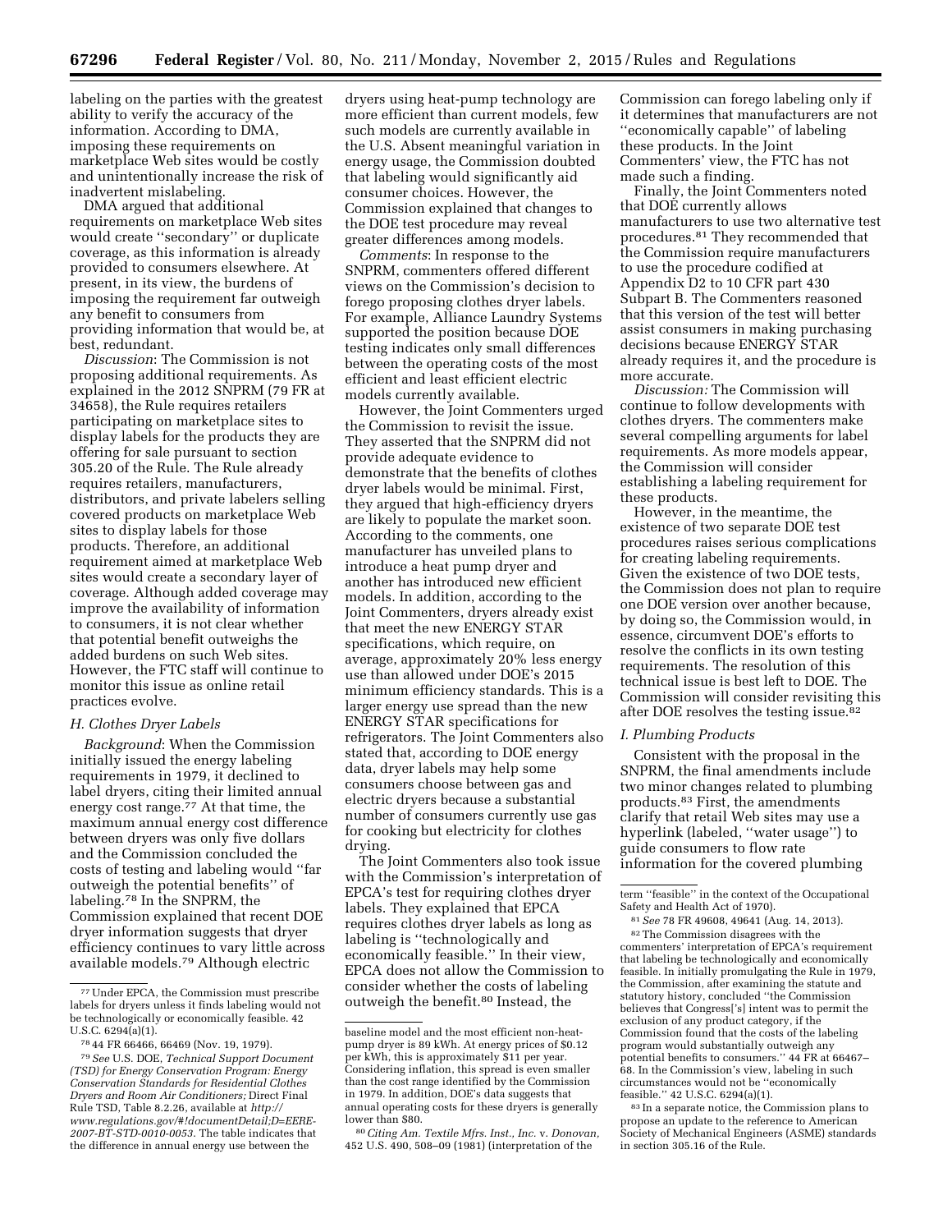labeling on the parties with the greatest ability to verify the accuracy of the information. According to DMA, imposing these requirements on marketplace Web sites would be costly and unintentionally increase the risk of inadvertent mislabeling.

DMA argued that additional requirements on marketplace Web sites would create ''secondary'' or duplicate coverage, as this information is already provided to consumers elsewhere. At present, in its view, the burdens of imposing the requirement far outweigh any benefit to consumers from providing information that would be, at best, redundant.

*Discussion*: The Commission is not proposing additional requirements. As explained in the 2012 SNPRM (79 FR at 34658), the Rule requires retailers participating on marketplace sites to display labels for the products they are offering for sale pursuant to section 305.20 of the Rule. The Rule already requires retailers, manufacturers, distributors, and private labelers selling covered products on marketplace Web sites to display labels for those products. Therefore, an additional requirement aimed at marketplace Web sites would create a secondary layer of coverage. Although added coverage may improve the availability of information to consumers, it is not clear whether that potential benefit outweighs the added burdens on such Web sites. However, the FTC staff will continue to monitor this issue as online retail practices evolve.

### H. Clothes Dryer Labels

*Background*: When the Commission initially issued the energy labeling requirements in 1979, it declined to label dryers, citing their limited annual energy cost range.[77] At that time, the maximum annual energy cost difference between dryers was only five dollars and the Commission concluded the costs of testing and labeling would ''far outweigh the potential benefits'' of labeling.[78] In the SNPRM, the Commission explained that recent DOE dryer information suggests that dryer efficiency continues to vary little across available models.[79] Although electric dryers using heat-pump technology are more efficient than current models, few such models are currently available in the U.S. Absent meaningful variation in energy usage, the Commission doubted that labeling would significantly aid consumer choices. However, the Commission explained that changes to the DOE test procedure may reveal greater differences among models.

*Comments*: In response to the SNPRM, commenters offered different views on the Commission's decision to forego proposing clothes dryer labels. For example, Alliance Laundry Systems supported the position because DOE testing indicates only small differences between the operating costs of the most efficient and least efficient electric models currently available.

However, the Joint Commenters urged the Commission to revisit the issue. They asserted that the SNPRM did not provide adequate evidence to demonstrate that the benefits of clothes dryer labels would be minimal. First, they argued that high-efficiency dryers are likely to populate the market soon. According to the comments, one manufacturer has unveiled plans to introduce a heat pump dryer and another has introduced new efficient models. In addition, according to the Joint Commenters, dryers already exist that meet the new ENERGY STAR specifications, which require, on average, approximately 20% less energy use than allowed under DOE's 2015 minimum efficiency standards. This is a larger energy use spread than the new ENERGY STAR specifications for refrigerators. The Joint Commenters also stated that, according to DOE energy data, dryer labels may help some consumers choose between gas and electric dryers because a substantial number of consumers currently use gas for cooking but electricity for clothes drying.

The Joint Commenters also took issue with the Commission's interpretation of EPCA's test for requiring clothes dryer labels. They explained that EPCA requires clothes dryer labels as long as labeling is ''technologically and economically feasible.'' In their view, EPCA does not allow the Commission to consider whether the costs of labeling outweigh the benefit.[80] Instead, the Commission can forego labeling only if it determines that manufacturers are not ''economically capable'' of labeling these products. In the Joint Commenters' view, the FTC has not made such a finding.

Finally, the Joint Commenters noted that DOE currently allows manufacturers to use two alternative test procedures.[81] They recommended that the Commission require manufacturers to use the procedure codified at Appendix D2 to 10 CFR part 430 Subpart B. The Commenters reasoned that this version of the test will better assist consumers in making purchasing decisions because ENERGY STAR already requires it, and the procedure is more accurate.

*Discussion:* The Commission will continue to follow developments with clothes dryers. The commenters make several compelling arguments for label requirements. As more models appear, the Commission will consider establishing a labeling requirement for these products.

However, in the meantime, the existence of two separate DOE test procedures raises serious complications for creating labeling requirements. Given the existence of two DOE tests, the Commission does not plan to require one DOE version over another because, by doing so, the Commission would, in essence, circumvent DOE's efforts to resolve the conflicts in its own testing requirements. The resolution of this technical issue is best left to DOE. The Commission will consider revisiting this after DOE resolves the testing issue.[82]

### I. Plumbing Products

Consistent with the proposal in the SNPRM, the final amendments include two minor changes related to plumbing products.[83] First, the amendments clarify that retail Web sites may use a hyperlink (labeled, ''water usage'') to guide consumers to flow rate information for the covered plumbing

---

[77] Under EPCA, the Commission must prescribe labels for dryers unless it finds labeling would not be technologically or economically feasible. 42 U.S.C. 6294(a)(1).

[78] 44 FR 66466, 66469 (Nov. 19, 1979).

[79] *See* U.S. DOE, *Technical Support Document (TSD) for Energy Conservation Program: Energy Conservation Standards for Residential Clothes Dryers and Room Air Conditioners;* Direct Final Rule TSD, Table 8.2.26, available at *http://www.regulations.gov/#!documentDetail;D=EERE-2007-BT-STD-0010-0053.* The table indicates that the difference in annual energy use between the baseline model and the most efficient non-heat-pump dryer is 89 kWh. At energy prices of $0.12 per kWh, this is approximately $11 per year. Considering inflation, this spread is even smaller than the cost range identified by the Commission in 1979. In addition, DOE's data suggests that annual operating costs for these dryers is generally lower than $80.

[80] *Citing Am. Textile Mfrs. Inst., Inc.* v. *Donovan,* 452 U.S. 490, 508–09 (1981) (interpretation of the term ''feasible'' in the context of the Occupational Safety and Health Act of 1970).

[81] *See* 78 FR 49608, 49641 (Aug. 14, 2013).

[82] The Commission disagrees with the commenters' interpretation of EPCA's requirement that labeling be technologically and economically feasible. In initially promulgating the Rule in 1979, the Commission, after examining the statute and statutory history, concluded ''the Commission believes that Congress['s] intent was to permit the exclusion of any product category, if the Commission found that the costs of the labeling program would substantially outweigh any potential benefits to consumers.'' 44 FR at 66467–68. In the Commission's view, labeling in such circumstances would not be ''economically feasible.'' 42 U.S.C. 6294(a)(1).

[83] In a separate notice, the Commission plans to propose an update to the reference to American Society of Mechanical Engineers (ASME) standards in section 305.16 of the Rule.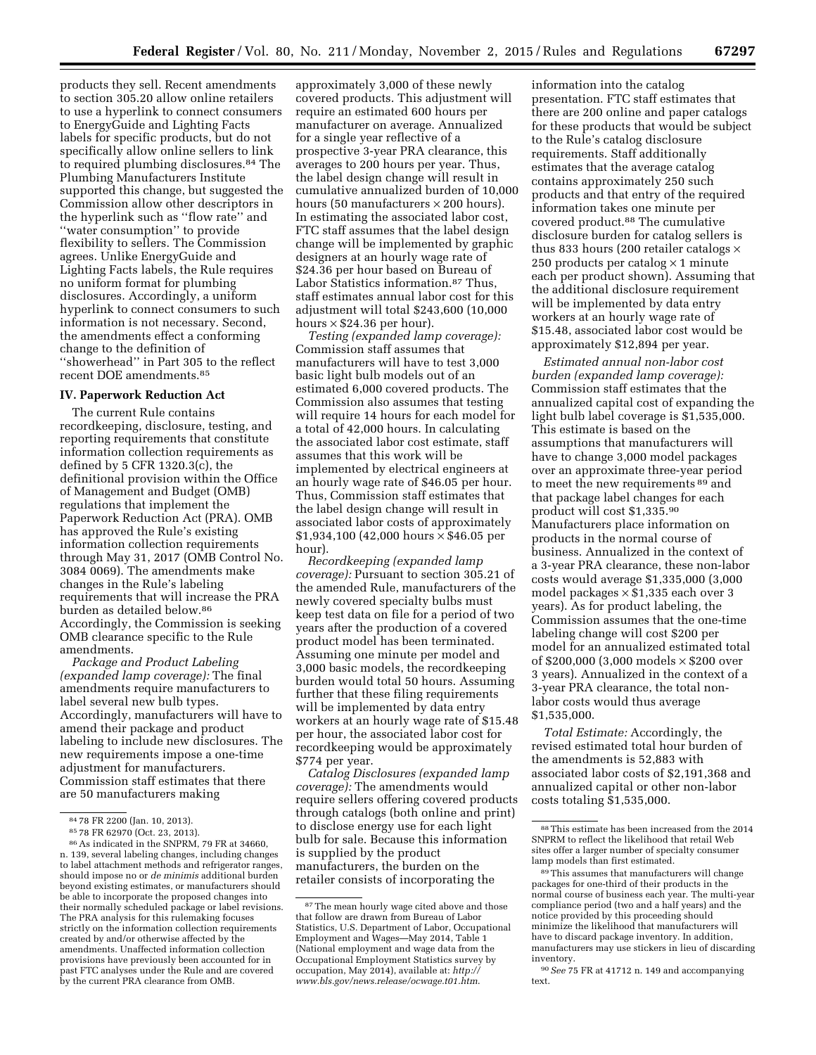products they sell. Recent amendments to section 305.20 allow online retailers to use a hyperlink to connect consumers to EnergyGuide and Lighting Facts labels for specific products, but do not specifically allow online sellers to link to required plumbing disclosures.[84] The Plumbing Manufacturers Institute supported this change, but suggested the Commission allow other descriptors in the hyperlink such as ''flow rate'' and ''water consumption'' to provide flexibility to sellers. The Commission agrees. Unlike EnergyGuide and Lighting Facts labels, the Rule requires no uniform format for plumbing disclosures. Accordingly, a uniform hyperlink to connect consumers to such information is not necessary. Second, the amendments effect a conforming change to the definition of ''showerhead'' in Part 305 to the reflect recent DOE amendments.[85]

## IV. Paperwork Reduction Act

The current Rule contains recordkeeping, disclosure, testing, and reporting requirements that constitute information collection requirements as defined by 5 CFR 1320.3(c), the definitional provision within the Office of Management and Budget (OMB) regulations that implement the Paperwork Reduction Act (PRA). OMB has approved the Rule's existing information collection requirements through May 31, 2017 (OMB Control No. 3084 0069). The amendments make changes in the Rule's labeling requirements that will increase the PRA burden as detailed below.[86] Accordingly, the Commission is seeking OMB clearance specific to the Rule amendments.

*Package and Product Labeling (expanded lamp coverage):* The final amendments require manufacturers to label several new bulb types. Accordingly, manufacturers will have to amend their package and product labeling to include new disclosures. The new requirements impose a one-time adjustment for manufacturers. Commission staff estimates that there are 50 manufacturers making approximately 3,000 of these newly covered products. This adjustment will require an estimated 600 hours per manufacturer on average. Annualized for a single year reflective of a prospective 3-year PRA clearance, this averages to 200 hours per year. Thus, the label design change will result in cumulative annualized burden of 10,000 hours (50 manufacturers × 200 hours). In estimating the associated labor cost, FTC staff assumes that the label design change will be implemented by graphic designers at an hourly wage rate of $24.36 per hour based on Bureau of Labor Statistics information.[87] Thus, staff estimates annual labor cost for this adjustment will total $243,600 (10,000 hours × $24.36 per hour).

*Testing (expanded lamp coverage):* Commission staff assumes that manufacturers will have to test 3,000 basic light bulb models out of an estimated 6,000 covered products. The Commission also assumes that testing will require 14 hours for each model for a total of 42,000 hours. In calculating the associated labor cost estimate, staff assumes that this work will be implemented by electrical engineers at an hourly wage rate of $46.05 per hour. Thus, Commission staff estimates that the label design change will result in associated labor costs of approximately $1,934,100 (42,000 hours × $46.05 per hour).

*Recordkeeping (expanded lamp coverage):* Pursuant to section 305.21 of the amended Rule, manufacturers of the newly covered specialty bulbs must keep test data on file for a period of two years after the production of a covered product model has been terminated. Assuming one minute per model and 3,000 basic models, the recordkeeping burden would total 50 hours. Assuming further that these filing requirements will be implemented by data entry workers at an hourly wage rate of $15.48 per hour, the associated labor cost for recordkeeping would be approximately $774 per year.

*Catalog Disclosures (expanded lamp coverage):* The amendments would require sellers offering covered products through catalogs (both online and print) to disclose energy use for each light bulb for sale. Because this information is supplied by the product manufacturers, the burden on the retailer consists of incorporating the information into the catalog presentation. FTC staff estimates that there are 200 online and paper catalogs for these products that would be subject to the Rule's catalog disclosure requirements. Staff additionally estimates that the average catalog contains approximately 250 such products and that entry of the required information takes one minute per covered product.[88] The cumulative disclosure burden for catalog sellers is thus 833 hours (200 retailer catalogs × 250 products per catalog × 1 minute each per product shown). Assuming that the additional disclosure requirement will be implemented by data entry workers at an hourly wage rate of $15.48, associated labor cost would be approximately $12,894 per year.

*Estimated annual non-labor cost burden (expanded lamp coverage):* Commission staff estimates that the annualized capital cost of expanding the light bulb label coverage is $1,535,000. This estimate is based on the assumptions that manufacturers will have to change 3,000 model packages over an approximate three-year period to meet the new requirements [89] and that package label changes for each product will cost $1,335.[90] Manufacturers place information on products in the normal course of business. Annualized in the context of a 3-year PRA clearance, these non-labor costs would average $1,335,000 (3,000 model packages × $1,335 each over 3 years). As for product labeling, the Commission assumes that the one-time labeling change will cost $200 per model for an annualized estimated total of $200,000 (3,000 models × $200 over 3 years). Annualized in the context of a 3-year PRA clearance, the total non-labor costs would thus average $1,535,000.

*Total Estimate:* Accordingly, the revised estimated total hour burden of the amendments is 52,883 with associated labor costs of $2,191,368 and annualized capital or other non-labor costs totaling $1,535,000.

---

[84] 78 FR 2200 (Jan. 10, 2013).

[85] 78 FR 62970 (Oct. 23, 2013).

[86] As indicated in the SNPRM, 79 FR at 34660, n. 139, several labeling changes, including changes to label attachment methods and refrigerator ranges, should impose no or *de minimis* additional burden beyond existing estimates, or manufacturers should be able to incorporate the proposed changes into their normally scheduled package or label revisions. The PRA analysis for this rulemaking focuses strictly on the information collection requirements created by and/or otherwise affected by the amendments. Unaffected information collection provisions have previously been accounted for in past FTC analyses under the Rule and are covered by the current PRA clearance from OMB.

[87] The mean hourly wage cited above and those that follow are drawn from Bureau of Labor Statistics, U.S. Department of Labor, Occupational Employment and Wages—May 2014, Table 1 (National employment and wage data from the Occupational Employment Statistics survey by occupation, May 2014), available at: *http://www.bls.gov/news.release/ocwage.t01.htm*.

[88] This estimate has been increased from the 2014 SNPRM to reflect the likelihood that retail Web sites offer a larger number of specialty consumer lamp models than first estimated.

[89] This assumes that manufacturers will change packages for one-third of their products in the normal course of business each year. The multi-year compliance period (two and a half years) and the notice provided by this proceeding should minimize the likelihood that manufacturers will have to discard package inventory. In addition, manufacturers may use stickers in lieu of discarding inventory.

[90] *See* 75 FR at 41712 n. 149 and accompanying text.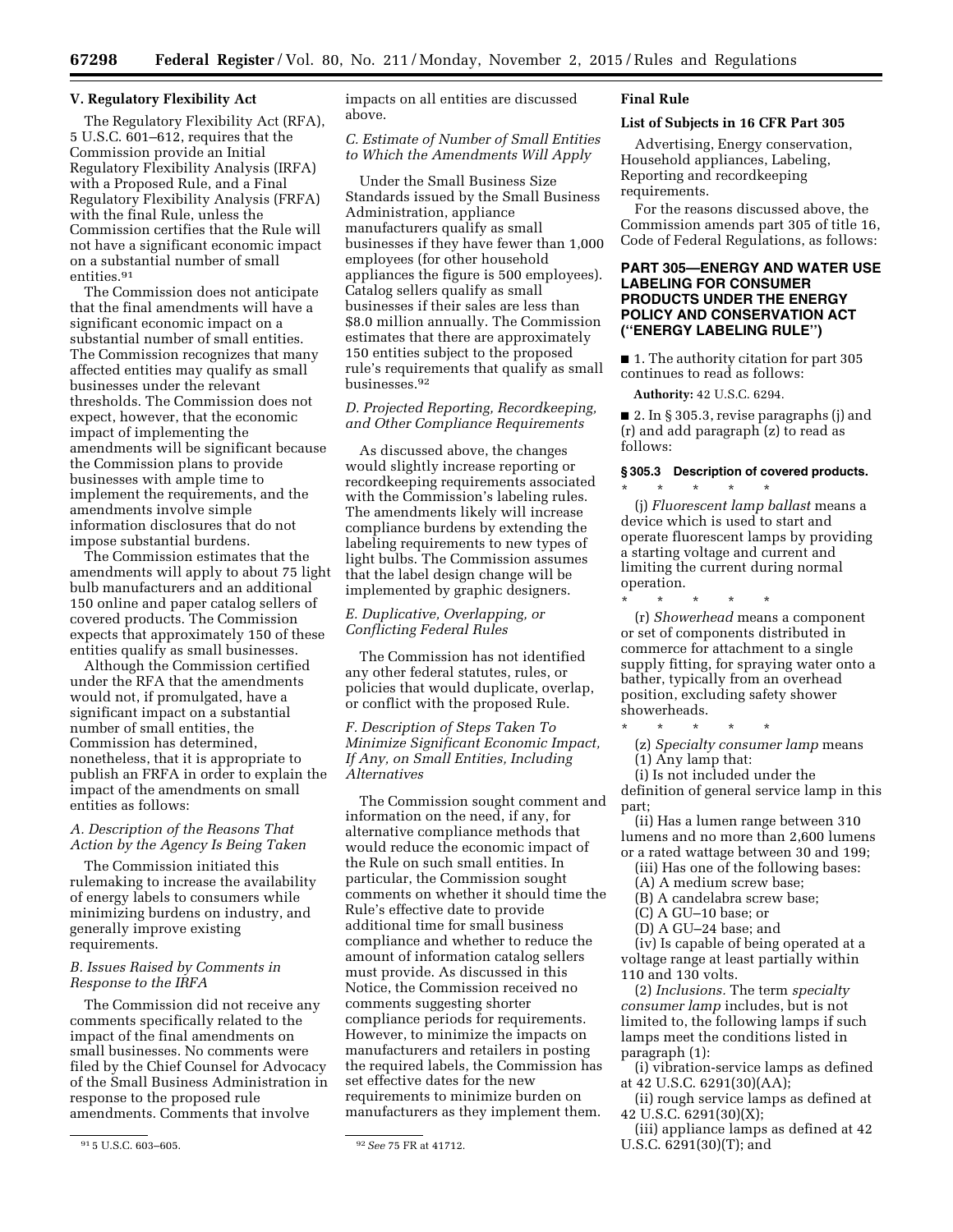## V. Regulatory Flexibility Act

The Regulatory Flexibility Act (RFA), 5 U.S.C. 601–612, requires that the Commission provide an Initial Regulatory Flexibility Analysis (IRFA) with a Proposed Rule, and a Final Regulatory Flexibility Analysis (FRFA) with the final Rule, unless the Commission certifies that the Rule will not have a significant economic impact on a substantial number of small entities.[91]

The Commission does not anticipate that the final amendments will have a significant economic impact on a substantial number of small entities. The Commission recognizes that many affected entities may qualify as small businesses under the relevant thresholds. The Commission does not expect, however, that the economic impact of implementing the amendments will be significant because the Commission plans to provide businesses with ample time to implement the requirements, and the amendments involve simple information disclosures that do not impose substantial burdens.

The Commission estimates that the amendments will apply to about 75 light bulb manufacturers and an additional 150 online and paper catalog sellers of covered products. The Commission expects that approximately 150 of these entities qualify as small businesses.

Although the Commission certified under the RFA that the amendments would not, if promulgated, have a significant impact on a substantial number of small entities, the Commission has determined, nonetheless, that it is appropriate to publish an FRFA in order to explain the impact of the amendments on small entities as follows:

### *A. Description of the Reasons That Action by the Agency Is Being Taken*

The Commission initiated this rulemaking to increase the availability of energy labels to consumers while minimizing burdens on industry, and generally improve existing requirements.

### *B. Issues Raised by Comments in Response to the IRFA*

The Commission did not receive any comments specifically related to the impact of the final amendments on small businesses. No comments were filed by the Chief Counsel for Advocacy of the Small Business Administration in response to the proposed rule amendments. Comments that involve impacts on all entities are discussed above.

### *C. Estimate of Number of Small Entities to Which the Amendments Will Apply*

Under the Small Business Size Standards issued by the Small Business Administration, appliance manufacturers qualify as small businesses if they have fewer than 1,000 employees (for other household appliances the figure is 500 employees). Catalog sellers qualify as small businesses if their sales are less than $8.0 million annually. The Commission estimates that there are approximately 150 entities subject to the proposed rule's requirements that qualify as small businesses.[92]

### *D. Projected Reporting, Recordkeeping, and Other Compliance Requirements*

As discussed above, the changes would slightly increase reporting or recordkeeping requirements associated with the Commission's labeling rules. The amendments likely will increase compliance burdens by extending the labeling requirements to new types of light bulbs. The Commission assumes that the label design change will be implemented by graphic designers.

### *E. Duplicative, Overlapping, or Conflicting Federal Rules*

The Commission has not identified any other federal statutes, rules, or policies that would duplicate, overlap, or conflict with the proposed Rule.

### *F. Description of Steps Taken To Minimize Significant Economic Impact, If Any, on Small Entities, Including Alternatives*

The Commission sought comment and information on the need, if any, for alternative compliance methods that would reduce the economic impact of the Rule on such small entities. In particular, the Commission sought comments on whether it should time the Rule's effective date to provide additional time for small business compliance and whether to reduce the amount of information catalog sellers must provide. As discussed in this Notice, the Commission received no comments suggesting shorter compliance periods for requirements. However, to minimize the impacts on manufacturers and retailers in posting the required labels, the Commission has set effective dates for the new requirements to minimize burden on manufacturers as they implement them.

[91] 5 U.S.C. 603–605.

[92] *See* 75 FR at 41712.

## Final Rule

### List of Subjects in 16 CFR Part 305

Advertising, Energy conservation, Household appliances, Labeling, Reporting and recordkeeping requirements.

For the reasons discussed above, the Commission amends part 305 of title 16, Code of Federal Regulations, as follows:

## PART 305—ENERGY AND WATER USE LABELING FOR CONSUMER PRODUCTS UNDER THE ENERGY POLICY AND CONSERVATION ACT ("ENERGY LABELING RULE")

■ 1. The authority citation for part 305 continues to read as follows:

**Authority:** 42 U.S.C. 6294.

■ 2. In § 305.3, revise paragraphs (j) and (r) and add paragraph (z) to read as follows:

### § 305.3 Description of covered products.

\* \* \* \* \*

(j) *Fluorescent lamp ballast* means a device which is used to start and operate fluorescent lamps by providing a starting voltage and current and limiting the current during normal operation.

\* \* \* \* \*

(r) *Showerhead* means a component or set of components distributed in commerce for attachment to a single supply fitting, for spraying water onto a bather, typically from an overhead position, excluding safety shower showerheads.

\* \* \* \* \*

(z) *Specialty consumer lamp* means

(1) Any lamp that:

(i) Is not included under the definition of general service lamp in this part;

(ii) Has a lumen range between 310 lumens and no more than 2,600 lumens or a rated wattage between 30 and 199;

(iii) Has one of the following bases:

(A) A medium screw base;

(B) A candelabra screw base;

(C) A GU–10 base; or

(D) A GU–24 base; and

(iv) Is capable of being operated at a voltage range at least partially within 110 and 130 volts.

(2) *Inclusions.* The term *specialty consumer lamp* includes, but is not limited to, the following lamps if such lamps meet the conditions listed in paragraph (1):

(i) vibration-service lamps as defined at 42 U.S.C. 6291(30)(AA);

(ii) rough service lamps as defined at 42 U.S.C. 6291(30)(X);

(iii) appliance lamps as defined at 42 U.S.C. 6291(30)(T); and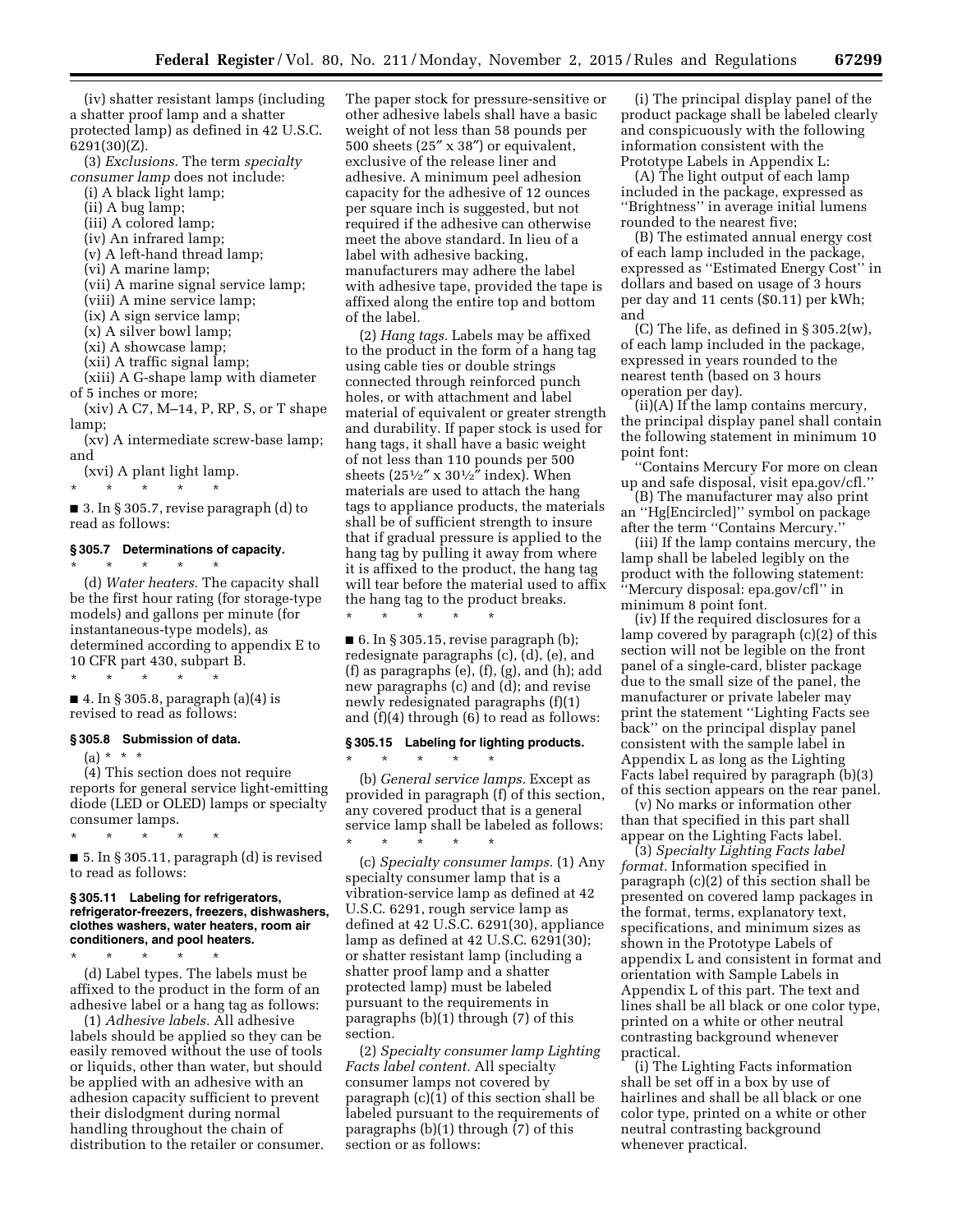(iv) shatter resistant lamps (including a shatter proof lamp and a shatter protected lamp) as defined in 42 U.S.C. 6291(30)(Z).

(3) *Exclusions.* The term *specialty consumer lamp* does not include:

(i) A black light lamp;

(ii) A bug lamp;

(iii) A colored lamp;

(iv) An infrared lamp;

(v) A left-hand thread lamp;

(vi) A marine lamp;

(vii) A marine signal service lamp;

(viii) A mine service lamp;

(ix) A sign service lamp;

(x) A silver bowl lamp;

(xi) A showcase lamp;

(xii) A traffic signal lamp;

(xiii) A G-shape lamp with diameter of 5 inches or more;

(xiv) A C7, M–14, P, RP, S, or T shape lamp;

(xv) A intermediate screw-base lamp; and

(xvi) A plant light lamp.

\* \* \* \* \*

■ 3. In § 305.7, revise paragraph (d) to read as follows:

### § 305.7 Determinations of capacity.

\* \* \* \* \*

(d) *Water heaters.* The capacity shall be the first hour rating (for storage-type models) and gallons per minute (for instantaneous-type models), as determined according to appendix E to 10 CFR part 430, subpart B.

\* \* \* \* \*

■ 4. In § 305.8, paragraph (a)(4) is revised to read as follows:

### § 305.8 Submission of data.

(a) \* \* \*

(4) This section does not require reports for general service light-emitting diode (LED or OLED) lamps or specialty consumer lamps.

\* \* \* \* \*

■ 5. In § 305.11, paragraph (d) is revised to read as follows:

### § 305.11 Labeling for refrigerators, refrigerator-freezers, freezers, dishwashers, clothes washers, water heaters, room air conditioners, and pool heaters.

\* \* \* \* \*

(d) Label types. The labels must be affixed to the product in the form of an adhesive label or a hang tag as follows:

(1) *Adhesive labels.* All adhesive labels should be applied so they can be easily removed without the use of tools or liquids, other than water, but should be applied with an adhesive with an adhesion capacity sufficient to prevent their dislodgment during normal handling throughout the chain of distribution to the retailer or consumer. The paper stock for pressure-sensitive or other adhesive labels shall have a basic weight of not less than 58 pounds per 500 sheets (25″ x 38″) or equivalent, exclusive of the release liner and adhesive. A minimum peel adhesion capacity for the adhesive of 12 ounces per square inch is suggested, but not required if the adhesive can otherwise meet the above standard. In lieu of a label with adhesive backing, manufacturers may adhere the label with adhesive tape, provided the tape is affixed along the entire top and bottom of the label.

(2) *Hang tags.* Labels may be affixed to the product in the form of a hang tag using cable ties or double strings connected through reinforced punch holes, or with attachment and label material of equivalent or greater strength and durability. If paper stock is used for hang tags, it shall have a basic weight of not less than 110 pounds per 500 sheets (25½″ x 30½″ index). When materials are used to attach the hang tags to appliance products, the materials shall be of sufficient strength to insure that if gradual pressure is applied to the hang tag by pulling it away from where it is affixed to the product, the hang tag will tear before the material used to affix the hang tag to the product breaks.

\* \* \* \* \*

■ 6. In § 305.15, revise paragraph (b); redesignate paragraphs (c), (d), (e), and (f) as paragraphs (e), (f), (g), and (h); add new paragraphs (c) and (d); and revise newly redesignated paragraphs (f)(1) and (f)(4) through (6) to read as follows:

### § 305.15 Labeling for lighting products.

\* \* \* \* \*

(b) *General service lamps.* Except as provided in paragraph (f) of this section, any covered product that is a general service lamp shall be labeled as follows:

\* \* \* \* \*

(c) *Specialty consumer lamps.* (1) Any specialty consumer lamp that is a vibration-service lamp as defined at 42 U.S.C. 6291, rough service lamp as defined at 42 U.S.C. 6291(30), appliance lamp as defined at 42 U.S.C. 6291(30); or shatter resistant lamp (including a shatter proof lamp and a shatter protected lamp) must be labeled pursuant to the requirements in paragraphs (b)(1) through (7) of this section.

(2) *Specialty consumer lamp Lighting Facts label content.* All specialty consumer lamps not covered by paragraph (c)(1) of this section shall be labeled pursuant to the requirements of paragraphs (b)(1) through (7) of this section or as follows:

(i) The principal display panel of the product package shall be labeled clearly and conspicuously with the following information consistent with the Prototype Labels in Appendix L:

(A) The light output of each lamp included in the package, expressed as ''Brightness'' in average initial lumens rounded to the nearest five;

(B) The estimated annual energy cost of each lamp included in the package, expressed as ''Estimated Energy Cost'' in dollars and based on usage of 3 hours per day and 11 cents ($0.11) per kWh; and

(C) The life, as defined in § 305.2(w), of each lamp included in the package, expressed in years rounded to the nearest tenth (based on 3 hours operation per day).

(ii)(A) If the lamp contains mercury, the principal display panel shall contain the following statement in minimum 10 point font:

''Contains Mercury For more on clean up and safe disposal, visit epa.gov/cfl.''

(B) The manufacturer may also print an ''Hg[Encircled]'' symbol on package after the term ''Contains Mercury.''

(iii) If the lamp contains mercury, the lamp shall be labeled legibly on the product with the following statement: ''Mercury disposal: epa.gov/cfl'' in minimum 8 point font.

(iv) If the required disclosures for a lamp covered by paragraph (c)(2) of this section will not be legible on the front panel of a single-card, blister package due to the small size of the panel, the manufacturer or private labeler may print the statement ''Lighting Facts see back'' on the principal display panel consistent with the sample label in Appendix L as long as the Lighting Facts label required by paragraph (b)(3) of this section appears on the rear panel.

(v) No marks or information other than that specified in this part shall appear on the Lighting Facts label.

(3) *Specialty Lighting Facts label format.* Information specified in paragraph (c)(2) of this section shall be presented on covered lamp packages in the format, terms, explanatory text, specifications, and minimum sizes as shown in the Prototype Labels of appendix L and consistent in format and orientation with Sample Labels in Appendix L of this part. The text and lines shall be all black or one color type, printed on a white or other neutral contrasting background whenever practical.

(i) The Lighting Facts information shall be set off in a box by use of hairlines and shall be all black or one color type, printed on a white or other neutral contrasting background whenever practical.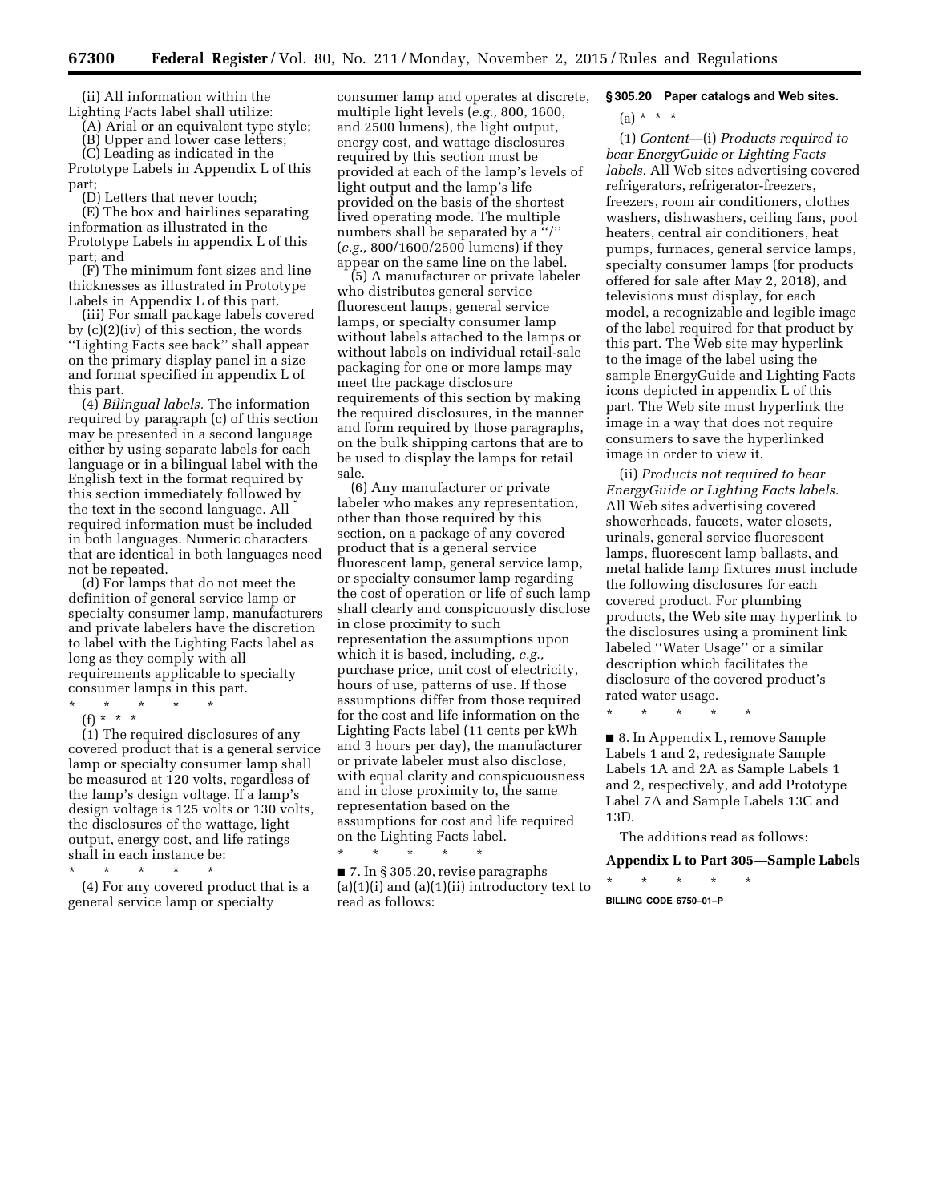(ii) All information within the Lighting Facts label shall utilize:

(A) Arial or an equivalent type style;

(B) Upper and lower case letters;

(C) Leading as indicated in the Prototype Labels in Appendix L of this part;

(D) Letters that never touch;

(E) The box and hairlines separating information as illustrated in the Prototype Labels in appendix L of this part; and

(F) The minimum font sizes and line thicknesses as illustrated in Prototype Labels in Appendix L of this part.

(iii) For small package labels covered by (c)(2)(iv) of this section, the words ''Lighting Facts see back'' shall appear on the primary display panel in a size and format specified in appendix L of this part.

(4) *Bilingual labels.* The information required by paragraph (c) of this section may be presented in a second language either by using separate labels for each language or in a bilingual label with the English text in the format required by this section immediately followed by the text in the second language. All required information must be included in both languages. Numeric characters that are identical in both languages need not be repeated.

(d) For lamps that do not meet the definition of general service lamp or specialty consumer lamp, manufacturers and private labelers have the discretion to label with the Lighting Facts label as long as they comply with all requirements applicable to specialty consumer lamps in this part.

\* \* \* \* \*

(f) \* \* \*

(1) The required disclosures of any covered product that is a general service lamp or specialty consumer lamp shall be measured at 120 volts, regardless of the lamp's design voltage. If a lamp's design voltage is 125 volts or 130 volts, the disclosures of the wattage, light output, energy cost, and life ratings shall in each instance be:

\* \* \* \* \*

(4) For any covered product that is a general service lamp or specialty consumer lamp and operates at discrete, multiple light levels (*e.g.,* 800, 1600, and 2500 lumens), the light output, energy cost, and wattage disclosures required by this section must be provided at each of the lamp's levels of light output and the lamp's life provided on the basis of the shortest lived operating mode. The multiple numbers shall be separated by a ''/'' (*e.g.,* 800/1600/2500 lumens) if they appear on the same line on the label.

(5) A manufacturer or private labeler who distributes general service fluorescent lamps, general service lamps, or specialty consumer lamp without labels attached to the lamps or without labels on individual retail-sale packaging for one or more lamps may meet the package disclosure requirements of this section by making the required disclosures, in the manner and form required by those paragraphs, on the bulk shipping cartons that are to be used to display the lamps for retail sale.

(6) Any manufacturer or private labeler who makes any representation, other than those required by this section, on a package of any covered product that is a general service fluorescent lamp, general service lamp, or specialty consumer lamp regarding the cost of operation or life of such lamp shall clearly and conspicuously disclose in close proximity to such representation the assumptions upon which it is based, including, *e.g.,* purchase price, unit cost of electricity, hours of use, patterns of use. If those assumptions differ from those required for the cost and life information on the Lighting Facts label (11 cents per kWh and 3 hours per day), the manufacturer or private labeler must also disclose, with equal clarity and conspicuousness and in close proximity to, the same representation based on the assumptions for cost and life required on the Lighting Facts label.

\* \* \* \* \*

■ 7. In § 305.20, revise paragraphs (a)(1)(i) and (a)(1)(ii) introductory text to read as follows:

**§ 305.20 Paper catalogs and Web sites.**

(a) \* \* \*

(1) *Content*—(i) *Products required to bear EnergyGuide or Lighting Facts labels.* All Web sites advertising covered refrigerators, refrigerator-freezers, freezers, room air conditioners, clothes washers, dishwashers, ceiling fans, pool heaters, central air conditioners, heat pumps, furnaces, general service lamps, specialty consumer lamps (for products offered for sale after May 2, 2018), and televisions must display, for each model, a recognizable and legible image of the label required for that product by this part. The Web site may hyperlink to the image of the label using the sample EnergyGuide and Lighting Facts icons depicted in appendix L of this part. The Web site must hyperlink the image in a way that does not require consumers to save the hyperlinked image in order to view it.

(ii) *Products not required to bear EnergyGuide or Lighting Facts labels.* All Web sites advertising covered showerheads, faucets, water closets, urinals, general service fluorescent lamps, fluorescent lamp ballasts, and metal halide lamp fixtures must include the following disclosures for each covered product. For plumbing products, the Web site may hyperlink to the disclosures using a prominent link labeled ''Water Usage'' or a similar description which facilitates the disclosure of the covered product's rated water usage.

\* \* \* \* \*

■ 8. In Appendix L, remove Sample Labels 1 and 2, redesignate Sample Labels 1A and 2A as Sample Labels 1 and 2, respectively, and add Prototype Label 7A and Sample Labels 13C and 13D.

The additions read as follows:

**Appendix L to Part 305—Sample Labels**

\* \* \* \* \*

BILLING CODE 6750–01–P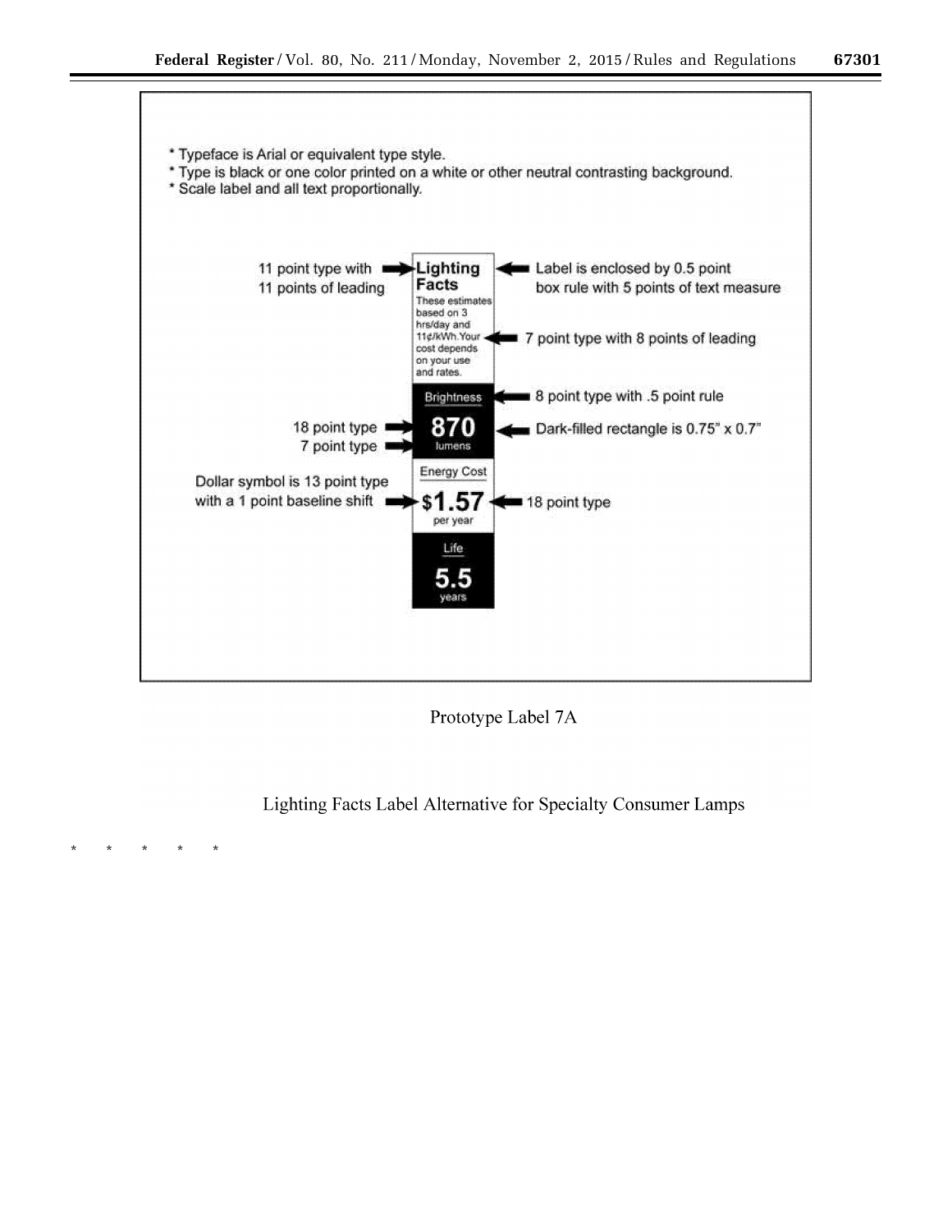* Typeface is Arial or equivalent type style.
* Type is black or one color printed on a white or other neutral contrasting background.
* Scale label and all text proportionally.

11 point type with 11 points of leading → **Lighting Facts**

Label is enclosed by 0.5 point box rule with 5 points of text measure

These estimates based on 3 hrs/day and 11¢/kWh. Your cost depends on your use and rates. ← 7 point type with 8 points of leading

Brightness ← 8 point type with .5 point rule

18 point type → **870** ← Dark-filled rectangle is 0.75" x 0.7"

7 point type → lumens

Energy Cost

Dollar symbol is 13 point type with a 1 point baseline shift → **$1.57** ← 18 point type

per year

Life

**5.5**

years

Prototype Label 7A

Lighting Facts Label Alternative for Specialty Consumer Lamps

* * * * *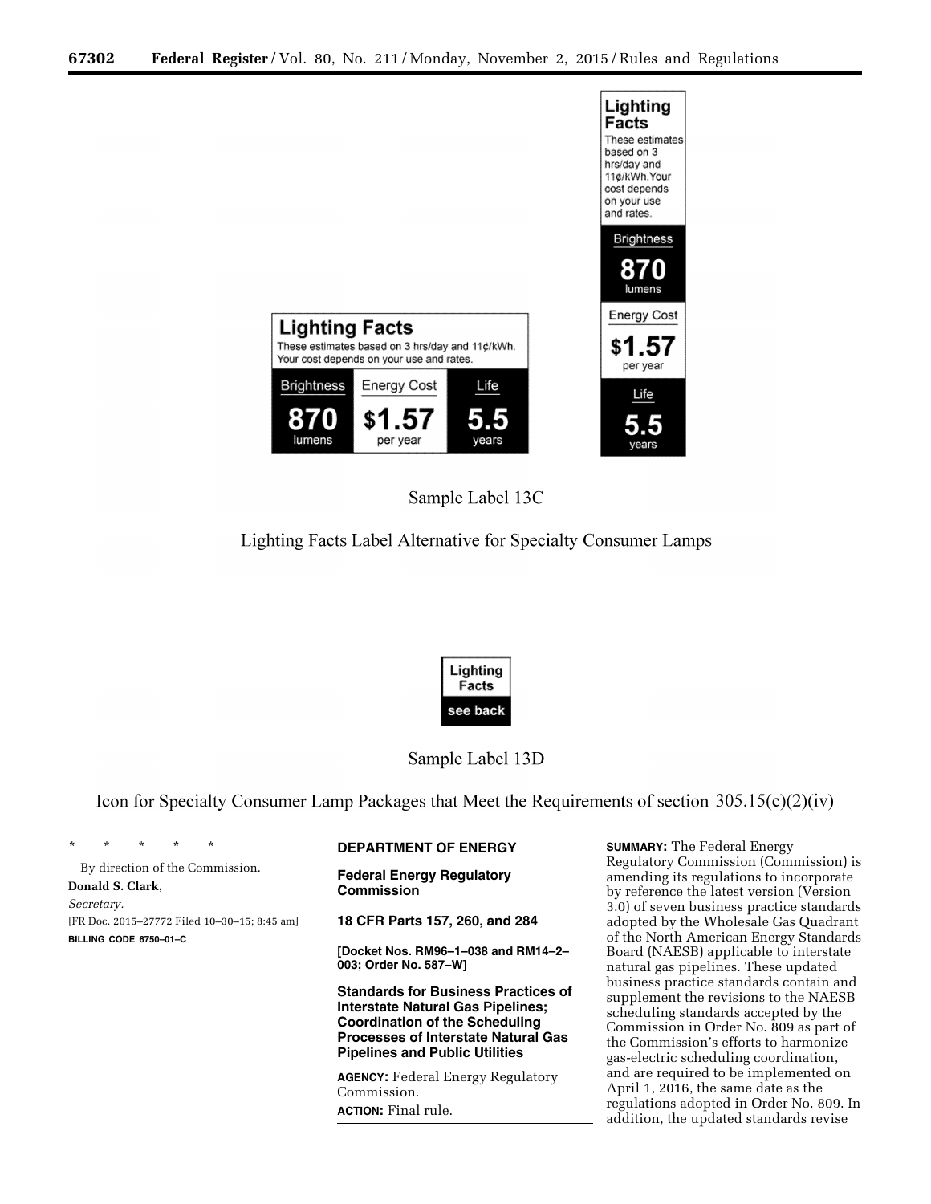Lighting Facts
These estimates based on 3 hrs/day and 11¢/kWh.
Your cost depends on your use and rates.
Brightness
870
lumens
Energy Cost
$1.57
per year
Life
5.5
years

Lighting Facts
These estimates based on 3 hrs/day and 11¢/kWh. Your cost depends on your use and rates.
Brightness
870
lumens
Energy Cost
$1.57
per year
Life
5.5
years

Sample Label 13C

Lighting Facts Label Alternative for Specialty Consumer Lamps

Lighting Facts
see back

Sample Label 13D

Icon for Specialty Consumer Lamp Packages that Meet the Requirements of section 305.15(c)(2)(iv)

* * * * *

By direction of the Commission.

**Donald S. Clark,**

*Secretary.*

[FR Doc. 2015–27772 Filed 10–30–15; 8:45 am]

**BILLING CODE 6750–01–C**

---

**DEPARTMENT OF ENERGY**

**Federal Energy Regulatory Commission**

**18 CFR Parts 157, 260, and 284**

**[Docket Nos. RM96–1–038 and RM14–2–003; Order No. 587–W]**

## Standards for Business Practices of Interstate Natural Gas Pipelines; Coordination of the Scheduling Processes of Interstate Natural Gas Pipelines and Public Utilities

**AGENCY:** Federal Energy Regulatory Commission.

**ACTION:** Final rule.

---

**SUMMARY:** The Federal Energy Regulatory Commission (Commission) is amending its regulations to incorporate by reference the latest version (Version 3.0) of seven business practice standards adopted by the Wholesale Gas Quadrant of the North American Energy Standards Board (NAESB) applicable to interstate natural gas pipelines. These updated business practice standards contain and supplement the revisions to the NAESB scheduling standards accepted by the Commission in Order No. 809 as part of the Commission's efforts to harmonize gas-electric scheduling coordination, and are required to be implemented on April 1, 2016, the same date as the regulations adopted in Order No. 809. In addition, the updated standards revise